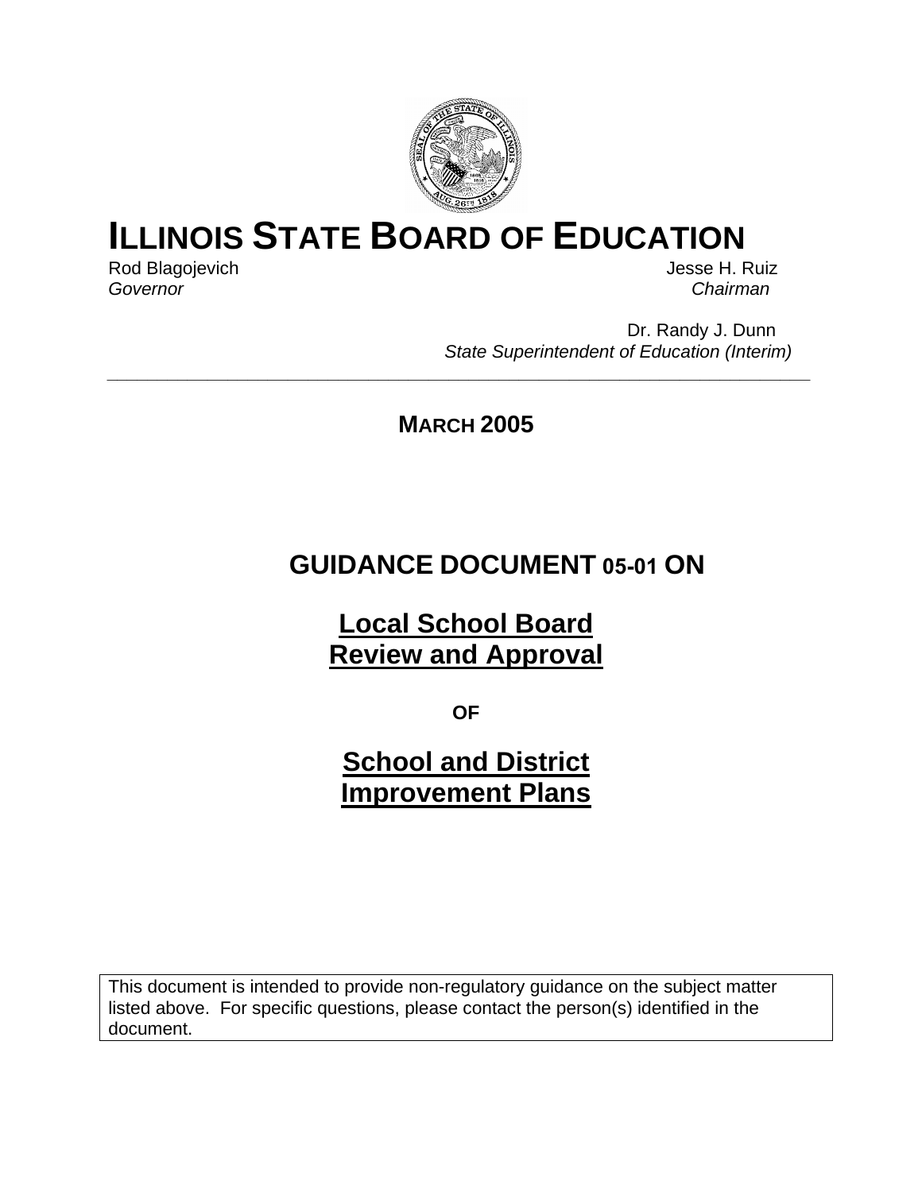# ILLINOIS STATE BOARD OF EDUCATION

Rod Blagojevich
*Governor*

Jesse H. Ruiz
*Chairman*

Dr. Randy J. Dunn
*State Superintendent of Education (Interim)*

---

**MARCH 2005**

## GUIDANCE DOCUMENT 05-01 ON

## Local School Board Review and Approval

**OF**

## School and District Improvement Plans

This document is intended to provide non-regulatory guidance on the subject matter listed above. For specific questions, please contact the person(s) identified in the document.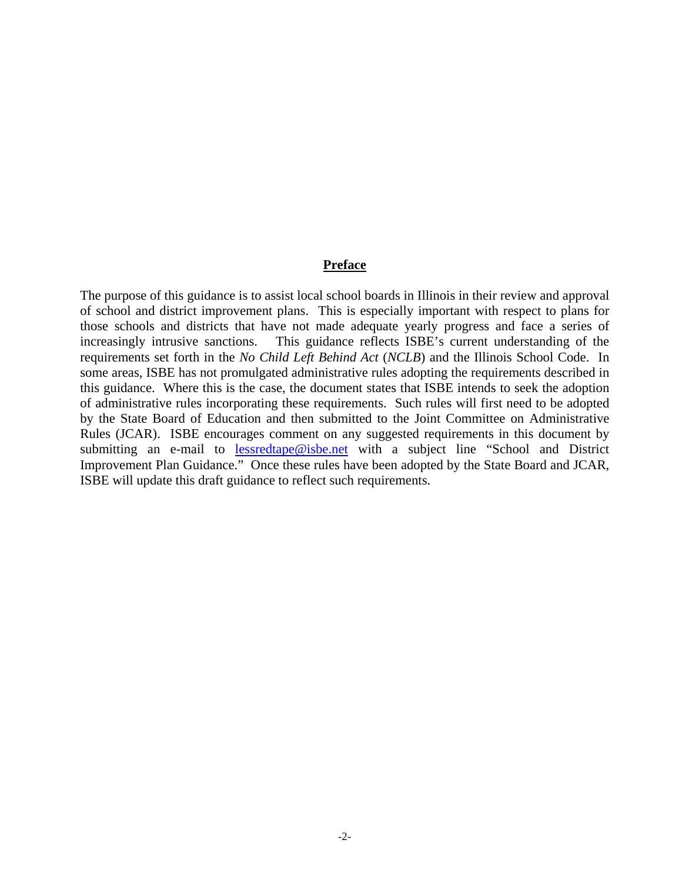## Preface

The purpose of this guidance is to assist local school boards in Illinois in their review and approval of school and district improvement plans. This is especially important with respect to plans for those schools and districts that have not made adequate yearly progress and face a series of increasingly intrusive sanctions. This guidance reflects ISBE's current understanding of the requirements set forth in the *No Child Left Behind Act* (*NCLB*) and the Illinois School Code. In some areas, ISBE has not promulgated administrative rules adopting the requirements described in this guidance. Where this is the case, the document states that ISBE intends to seek the adoption of administrative rules incorporating these requirements. Such rules will first need to be adopted by the State Board of Education and then submitted to the Joint Committee on Administrative Rules (JCAR). ISBE encourages comment on any suggested requirements in this document by submitting an e-mail to lessredtape@isbe.net with a subject line "School and District Improvement Plan Guidance." Once these rules have been adopted by the State Board and JCAR, ISBE will update this draft guidance to reflect such requirements.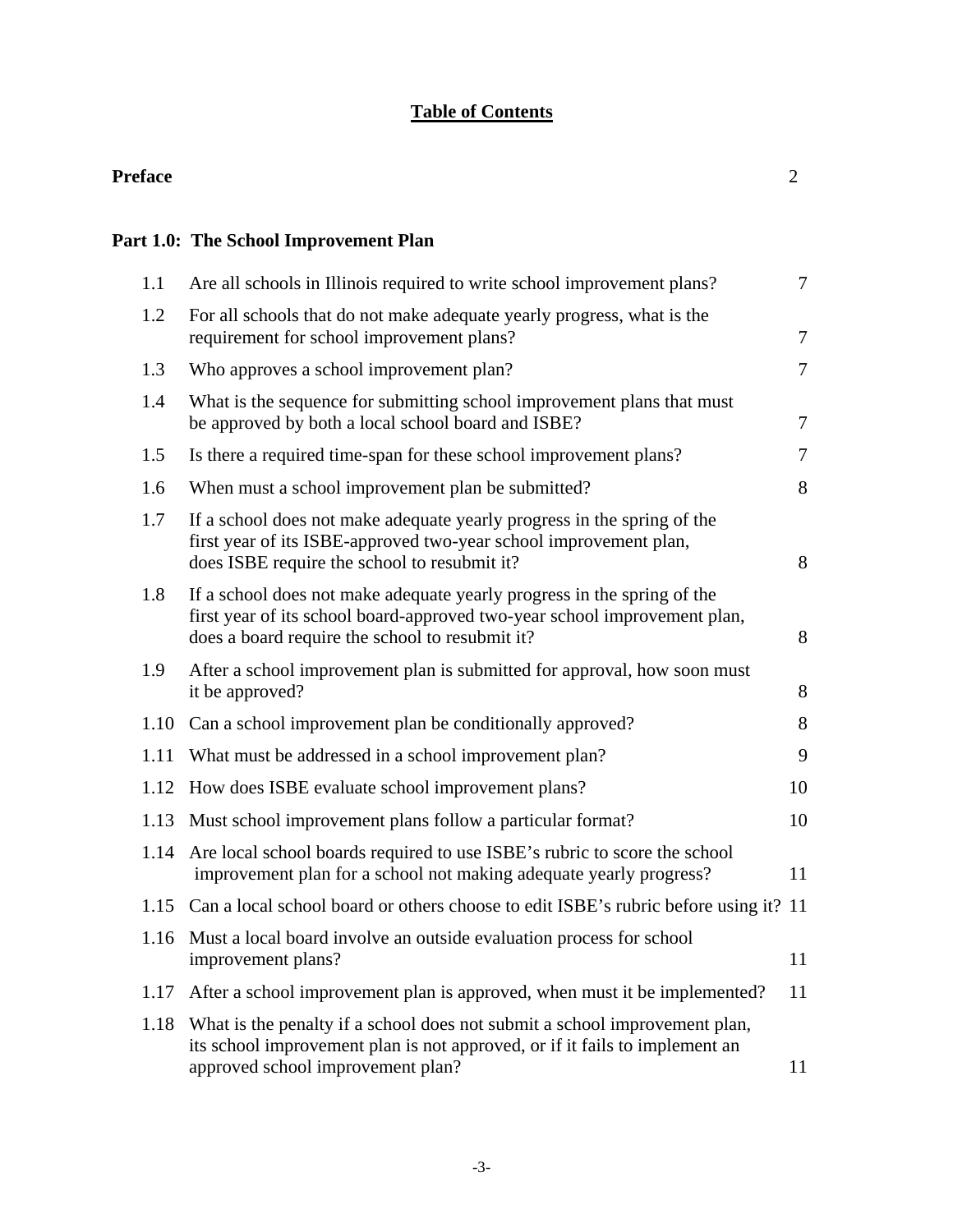# Table of Contents

| | | |
|---|---|---|
| **Preface** | | 2 |

**Part 1.0: The School Improvement Plan**

| | | |
|---|---|---|
| 1.1 | Are all schools in Illinois required to write school improvement plans? | 7 |
| 1.2 | For all schools that do not make adequate yearly progress, what is the requirement for school improvement plans? | 7 |
| 1.3 | Who approves a school improvement plan? | 7 |
| 1.4 | What is the sequence for submitting school improvement plans that must be approved by both a local school board and ISBE? | 7 |
| 1.5 | Is there a required time-span for these school improvement plans? | 7 |
| 1.6 | When must a school improvement plan be submitted? | 8 |
| 1.7 | If a school does not make adequate yearly progress in the spring of the first year of its ISBE-approved two-year school improvement plan, does ISBE require the school to resubmit it? | 8 |
| 1.8 | If a school does not make adequate yearly progress in the spring of the first year of its school board-approved two-year school improvement plan, does a board require the school to resubmit it? | 8 |
| 1.9 | After a school improvement plan is submitted for approval, how soon must it be approved? | 8 |
| 1.10 | Can a school improvement plan be conditionally approved? | 8 |
| 1.11 | What must be addressed in a school improvement plan? | 9 |
| 1.12 | How does ISBE evaluate school improvement plans? | 10 |
| 1.13 | Must school improvement plans follow a particular format? | 10 |
| 1.14 | Are local school boards required to use ISBE's rubric to score the school improvement plan for a school not making adequate yearly progress? | 11 |
| 1.15 | Can a local school board or others choose to edit ISBE's rubric before using it? | 11 |
| 1.16 | Must a local board involve an outside evaluation process for school improvement plans? | 11 |
| 1.17 | After a school improvement plan is approved, when must it be implemented? | 11 |
| 1.18 | What is the penalty if a school does not submit a school improvement plan, its school improvement plan is not approved, or if it fails to implement an approved school improvement plan? | 11 |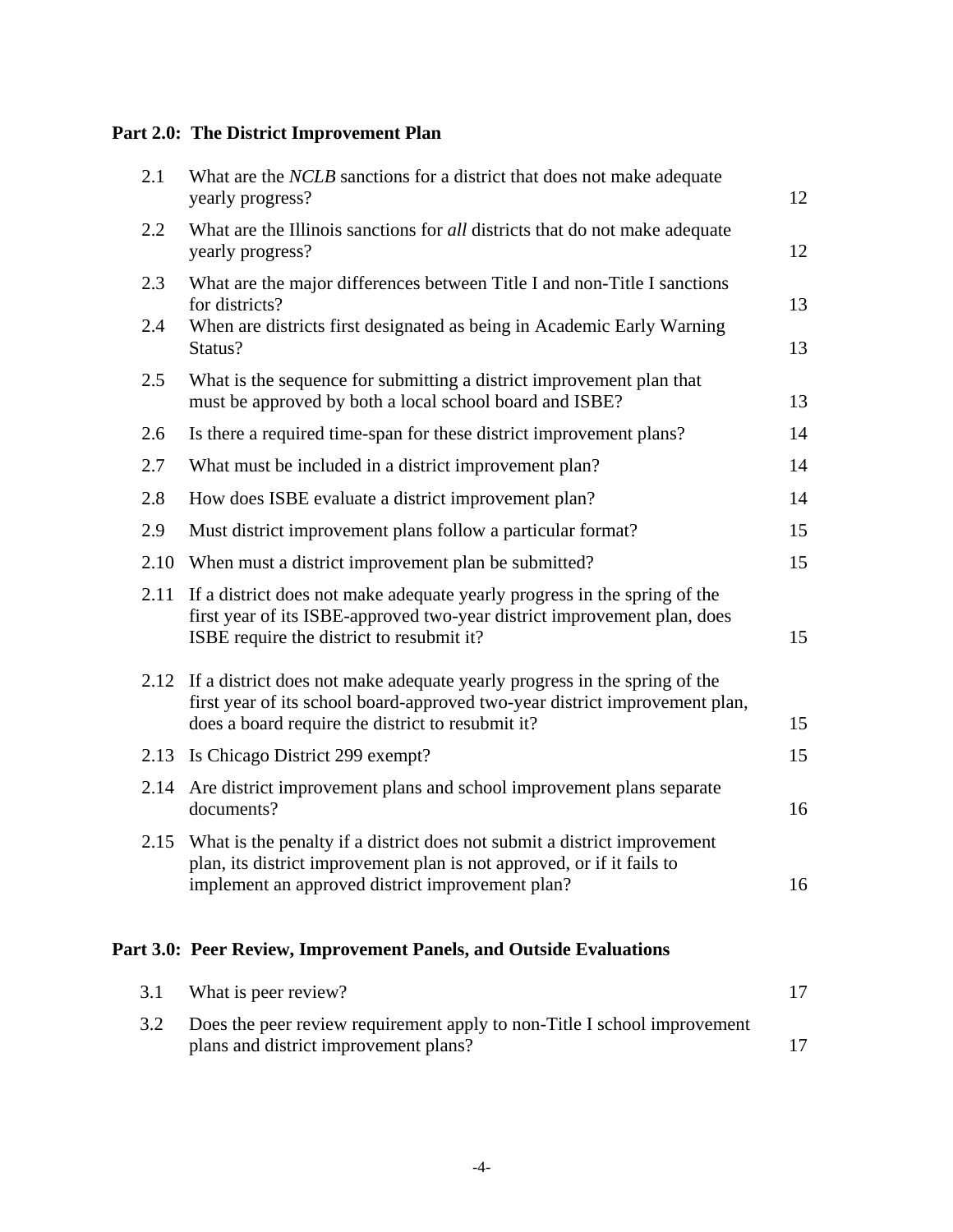**Part 2.0: The District Improvement Plan**

| | | |
|---|---|---|
| 2.1 | What are the *NCLB* sanctions for a district that does not make adequate yearly progress? | 12 |
| 2.2 | What are the Illinois sanctions for *all* districts that do not make adequate yearly progress? | 12 |
| 2.3 | What are the major differences between Title I and non-Title I sanctions for districts? | 13 |
| 2.4 | When are districts first designated as being in Academic Early Warning Status? | 13 |
| 2.5 | What is the sequence for submitting a district improvement plan that must be approved by both a local school board and ISBE? | 13 |
| 2.6 | Is there a required time-span for these district improvement plans? | 14 |
| 2.7 | What must be included in a district improvement plan? | 14 |
| 2.8 | How does ISBE evaluate a district improvement plan? | 14 |
| 2.9 | Must district improvement plans follow a particular format? | 15 |
| 2.10 | When must a district improvement plan be submitted? | 15 |
| 2.11 | If a district does not make adequate yearly progress in the spring of the first year of its ISBE-approved two-year district improvement plan, does ISBE require the district to resubmit it? | 15 |
| 2.12 | If a district does not make adequate yearly progress in the spring of the first year of its school board-approved two-year district improvement plan, does a board require the district to resubmit it? | 15 |
| 2.13 | Is Chicago District 299 exempt? | 15 |
| 2.14 | Are district improvement plans and school improvement plans separate documents? | 16 |
| 2.15 | What is the penalty if a district does not submit a district improvement plan, its district improvement plan is not approved, or if it fails to implement an approved district improvement plan? | 16 |

**Part 3.0: Peer Review, Improvement Panels, and Outside Evaluations**

| | | |
|---|---|---|
| 3.1 | What is peer review? | 17 |
| 3.2 | Does the peer review requirement apply to non-Title I school improvement plans and district improvement plans? | 17 |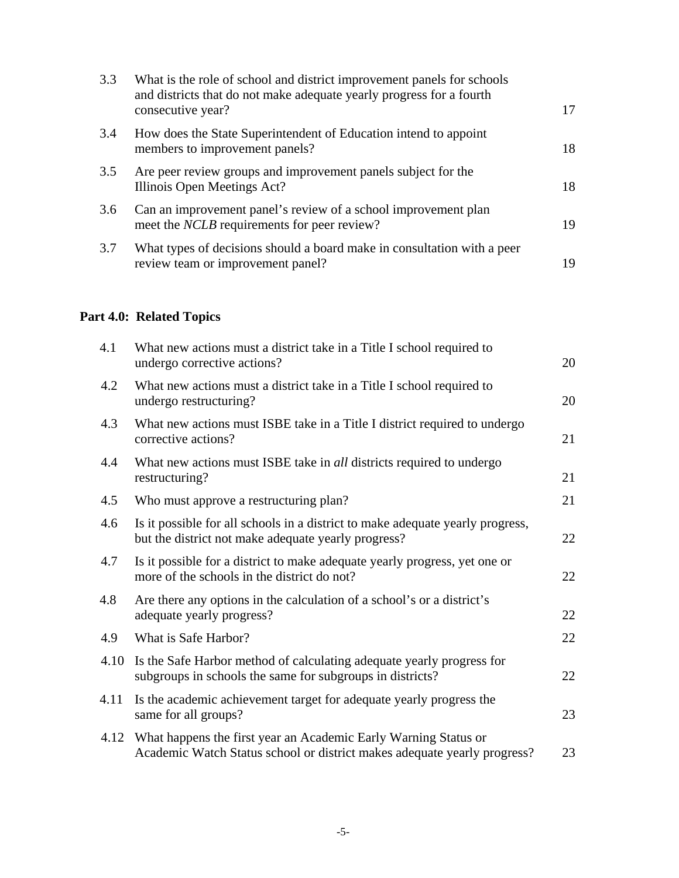| | | |
|---|---|---|
| 3.3 | What is the role of school and district improvement panels for schools and districts that do not make adequate yearly progress for a fourth consecutive year? | 17 |
| 3.4 | How does the State Superintendent of Education intend to appoint members to improvement panels? | 18 |
| 3.5 | Are peer review groups and improvement panels subject for the Illinois Open Meetings Act? | 18 |
| 3.6 | Can an improvement panel's review of a school improvement plan meet the *NCLB* requirements for peer review? | 19 |
| 3.7 | What types of decisions should a board make in consultation with a peer review team or improvement panel? | 19 |

**Part 4.0: Related Topics**

| | | |
|---|---|---|
| 4.1 | What new actions must a district take in a Title I school required to undergo corrective actions? | 20 |
| 4.2 | What new actions must a district take in a Title I school required to undergo restructuring? | 20 |
| 4.3 | What new actions must ISBE take in a Title I district required to undergo corrective actions? | 21 |
| 4.4 | What new actions must ISBE take in *all* districts required to undergo restructuring? | 21 |
| 4.5 | Who must approve a restructuring plan? | 21 |
| 4.6 | Is it possible for all schools in a district to make adequate yearly progress, but the district not make adequate yearly progress? | 22 |
| 4.7 | Is it possible for a district to make adequate yearly progress, yet one or more of the schools in the district do not? | 22 |
| 4.8 | Are there any options in the calculation of a school's or a district's adequate yearly progress? | 22 |
| 4.9 | What is Safe Harbor? | 22 |
| 4.10 | Is the Safe Harbor method of calculating adequate yearly progress for subgroups in schools the same for subgroups in districts? | 22 |
| 4.11 | Is the academic achievement target for adequate yearly progress the same for all groups? | 23 |
| 4.12 | What happens the first year an Academic Early Warning Status or Academic Watch Status school or district makes adequate yearly progress? | 23 |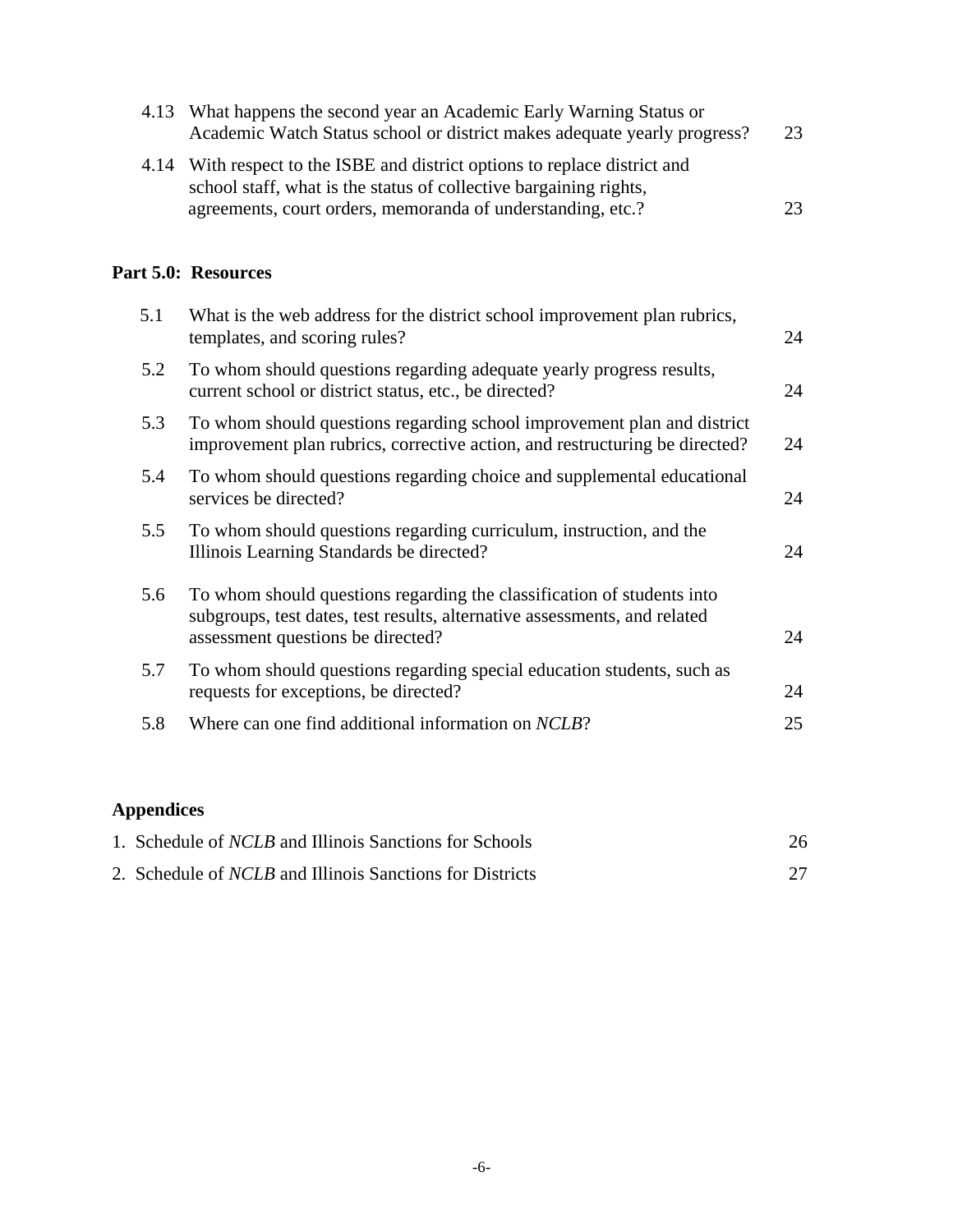| | | |
|---|---|---|
| 4.13 | What happens the second year an Academic Early Warning Status or Academic Watch Status school or district makes adequate yearly progress? | 23 |
| 4.14 | With respect to the ISBE and district options to replace district and school staff, what is the status of collective bargaining rights, agreements, court orders, memoranda of understanding, etc.? | 23 |

**Part 5.0: Resources**

| | | |
|---|---|---|
| 5.1 | What is the web address for the district school improvement plan rubrics, templates, and scoring rules? | 24 |
| 5.2 | To whom should questions regarding adequate yearly progress results, current school or district status, etc., be directed? | 24 |
| 5.3 | To whom should questions regarding school improvement plan and district improvement plan rubrics, corrective action, and restructuring be directed? | 24 |
| 5.4 | To whom should questions regarding choice and supplemental educational services be directed? | 24 |
| 5.5 | To whom should questions regarding curriculum, instruction, and the Illinois Learning Standards be directed? | 24 |
| 5.6 | To whom should questions regarding the classification of students into subgroups, test dates, test results, alternative assessments, and related assessment questions be directed? | 24 |
| 5.7 | To whom should questions regarding special education students, such as requests for exceptions, be directed? | 24 |
| 5.8 | Where can one find additional information on *NCLB*? | 25 |

**Appendices**

| | |
|---|---|
| 1. Schedule of *NCLB* and Illinois Sanctions for Schools | 26 |
| 2. Schedule of *NCLB* and Illinois Sanctions for Districts | 27 |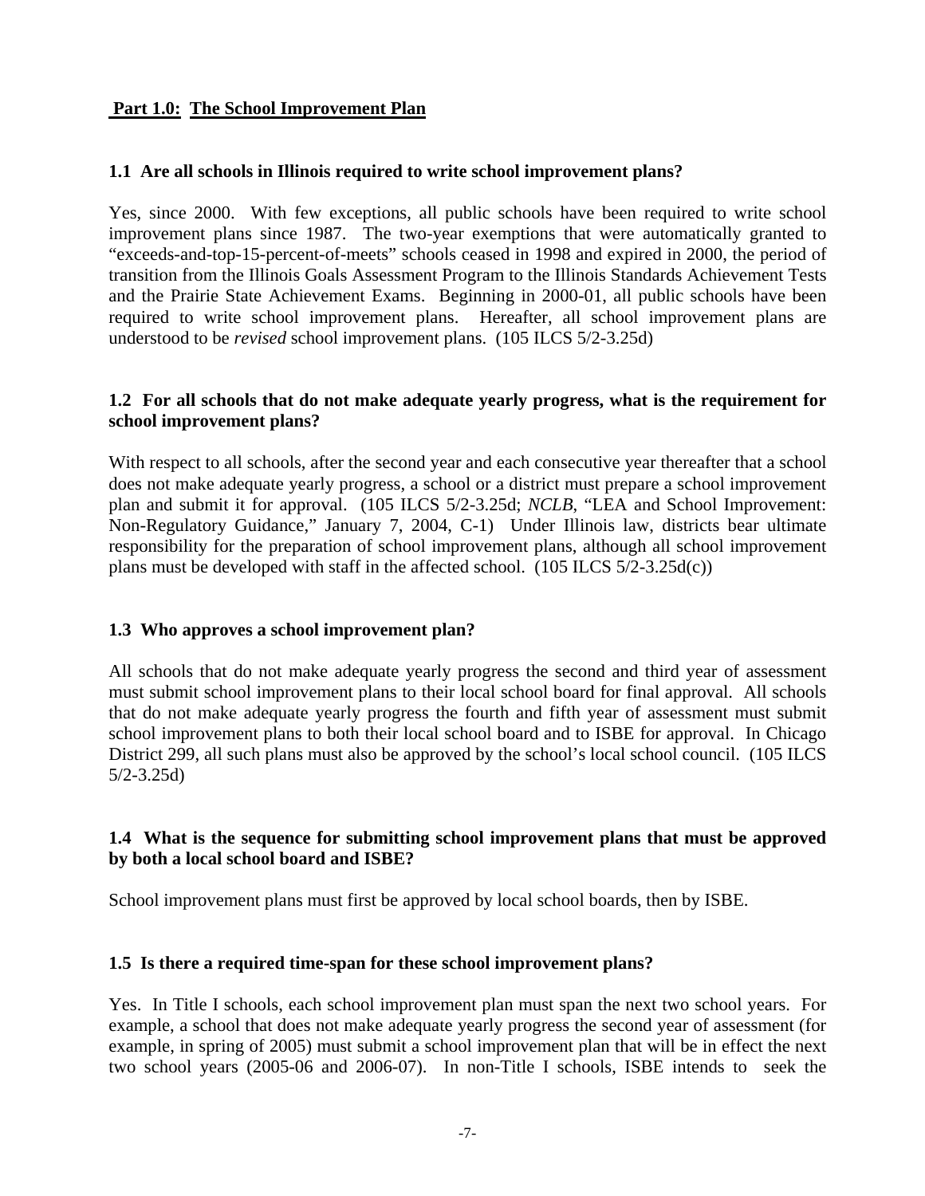## Part 1.0: The School Improvement Plan

### 1.1 Are all schools in Illinois required to write school improvement plans?

Yes, since 2000. With few exceptions, all public schools have been required to write school improvement plans since 1987. The two-year exemptions that were automatically granted to "exceeds-and-top-15-percent-of-meets" schools ceased in 1998 and expired in 2000, the period of transition from the Illinois Goals Assessment Program to the Illinois Standards Achievement Tests and the Prairie State Achievement Exams. Beginning in 2000-01, all public schools have been required to write school improvement plans. Hereafter, all school improvement plans are understood to be *revised* school improvement plans. (105 ILCS 5/2-3.25d)

### 1.2 For all schools that do not make adequate yearly progress, what is the requirement for school improvement plans?

With respect to all schools, after the second year and each consecutive year thereafter that a school does not make adequate yearly progress, a school or a district must prepare a school improvement plan and submit it for approval. (105 ILCS 5/2-3.25d; *NCLB*, "LEA and School Improvement: Non-Regulatory Guidance," January 7, 2004, C-1) Under Illinois law, districts bear ultimate responsibility for the preparation of school improvement plans, although all school improvement plans must be developed with staff in the affected school. (105 ILCS 5/2-3.25d(c))

### 1.3 Who approves a school improvement plan?

All schools that do not make adequate yearly progress the second and third year of assessment must submit school improvement plans to their local school board for final approval. All schools that do not make adequate yearly progress the fourth and fifth year of assessment must submit school improvement plans to both their local school board and to ISBE for approval. In Chicago District 299, all such plans must also be approved by the school's local school council. (105 ILCS 5/2-3.25d)

### 1.4 What is the sequence for submitting school improvement plans that must be approved by both a local school board and ISBE?

School improvement plans must first be approved by local school boards, then by ISBE.

### 1.5 Is there a required time-span for these school improvement plans?

Yes. In Title I schools, each school improvement plan must span the next two school years. For example, a school that does not make adequate yearly progress the second year of assessment (for example, in spring of 2005) must submit a school improvement plan that will be in effect the next two school years (2005-06 and 2006-07). In non-Title I schools, ISBE intends to seek the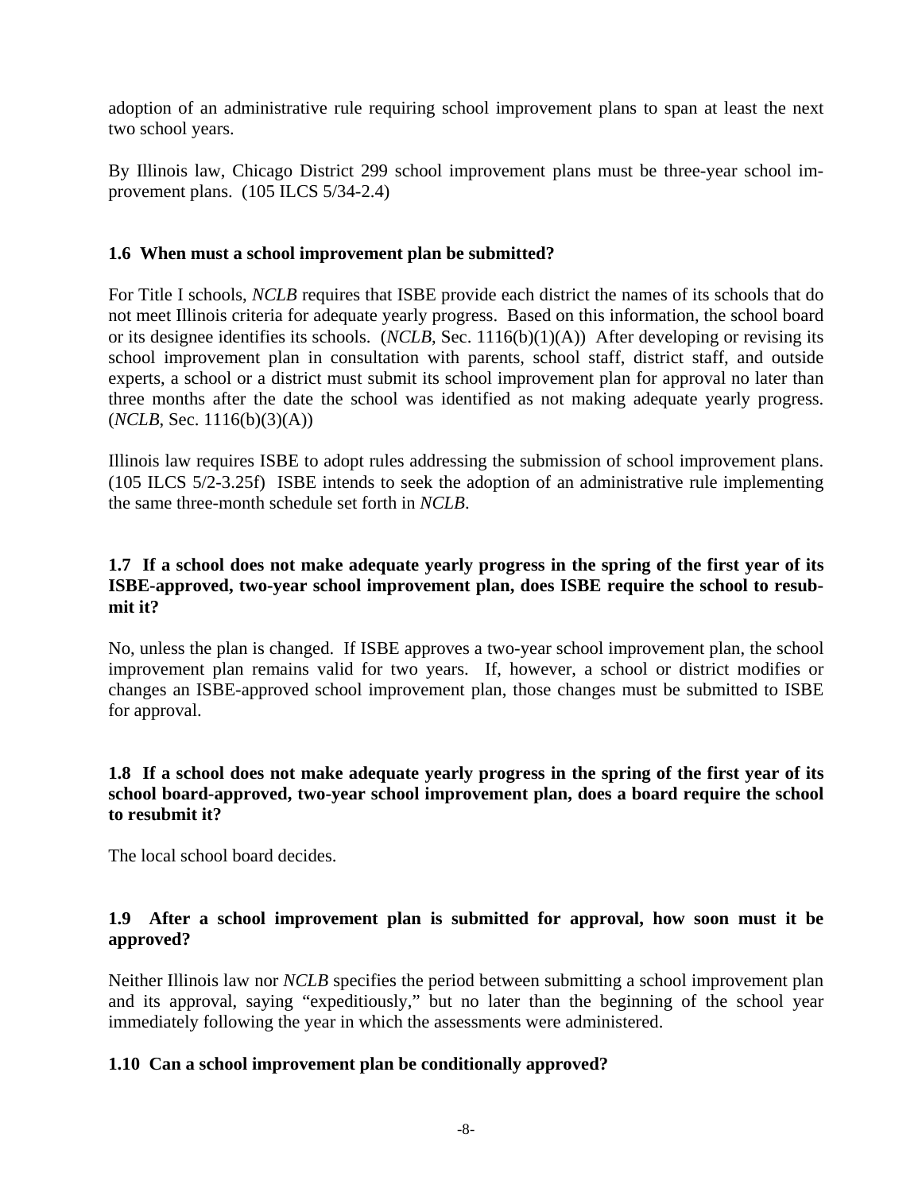adoption of an administrative rule requiring school improvement plans to span at least the next two school years.

By Illinois law, Chicago District 299 school improvement plans must be three-year school improvement plans. (105 ILCS 5/34-2.4)

### 1.6 When must a school improvement plan be submitted?

For Title I schools, *NCLB* requires that ISBE provide each district the names of its schools that do not meet Illinois criteria for adequate yearly progress. Based on this information, the school board or its designee identifies its schools. (*NCLB*, Sec. 1116(b)(1)(A)) After developing or revising its school improvement plan in consultation with parents, school staff, district staff, and outside experts, a school or a district must submit its school improvement plan for approval no later than three months after the date the school was identified as not making adequate yearly progress. (*NCLB*, Sec. 1116(b)(3)(A))

Illinois law requires ISBE to adopt rules addressing the submission of school improvement plans. (105 ILCS 5/2-3.25f) ISBE intends to seek the adoption of an administrative rule implementing the same three-month schedule set forth in *NCLB*.

### 1.7 If a school does not make adequate yearly progress in the spring of the first year of its ISBE-approved, two-year school improvement plan, does ISBE require the school to resubmit it?

No, unless the plan is changed. If ISBE approves a two-year school improvement plan, the school improvement plan remains valid for two years. If, however, a school or district modifies or changes an ISBE-approved school improvement plan, those changes must be submitted to ISBE for approval.

### 1.8 If a school does not make adequate yearly progress in the spring of the first year of its school board-approved, two-year school improvement plan, does a board require the school to resubmit it?

The local school board decides.

### 1.9 After a school improvement plan is submitted for approval, how soon must it be approved?

Neither Illinois law nor *NCLB* specifies the period between submitting a school improvement plan and its approval, saying "expeditiously," but no later than the beginning of the school year immediately following the year in which the assessments were administered.

### 1.10 Can a school improvement plan be conditionally approved?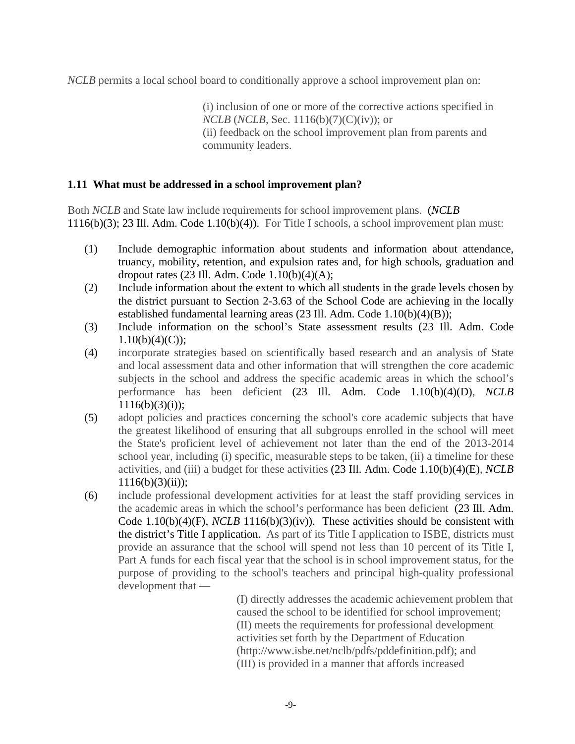*NCLB* permits a local school board to conditionally approve a school improvement plan on:

> (i) inclusion of one or more of the corrective actions specified in *NCLB* (*NCLB*, Sec. 1116(b)(7)(C)(iv)); or
> (ii) feedback on the school improvement plan from parents and community leaders.

### 1.11 What must be addressed in a school improvement plan?

Both *NCLB* and State law include requirements for school improvement plans. (*NCLB* 1116(b)(3); 23 Ill. Adm. Code 1.10(b)(4)). For Title I schools, a school improvement plan must:

(1) Include demographic information about students and information about attendance, truancy, mobility, retention, and expulsion rates and, for high schools, graduation and dropout rates (23 Ill. Adm. Code 1.10(b)(4)(A);

(2) Include information about the extent to which all students in the grade levels chosen by the district pursuant to Section 2-3.63 of the School Code are achieving in the locally established fundamental learning areas (23 Ill. Adm. Code 1.10(b)(4)(B));

(3) Include information on the school's State assessment results (23 Ill. Adm. Code 1.10(b)(4)(C));

(4) incorporate strategies based on scientifically based research and an analysis of State and local assessment data and other information that will strengthen the core academic subjects in the school and address the specific academic areas in which the school's performance has been deficient (23 Ill. Adm. Code 1.10(b)(4)(D), *NCLB* 1116(b)(3)(i));

(5) adopt policies and practices concerning the school's core academic subjects that have the greatest likelihood of ensuring that all subgroups enrolled in the school will meet the State's proficient level of achievement not later than the end of the 2013-2014 school year, including (i) specific, measurable steps to be taken, (ii) a timeline for these activities, and (iii) a budget for these activities (23 Ill. Adm. Code 1.10(b)(4)(E), *NCLB* 1116(b)(3)(ii));

(6) include professional development activities for at least the staff providing services in the academic areas in which the school's performance has been deficient (23 Ill. Adm. Code 1.10(b)(4)(F), *NCLB* 1116(b)(3)(iv)). These activities should be consistent with the district's Title I application. As part of its Title I application to ISBE, districts must provide an assurance that the school will spend not less than 10 percent of its Title I, Part A funds for each fiscal year that the school is in school improvement status, for the purpose of providing to the school's teachers and principal high-quality professional development that —

> (I) directly addresses the academic achievement problem that caused the school to be identified for school improvement;
> (II) meets the requirements for professional development activities set forth by the Department of Education (http://www.isbe.net/nclb/pdfs/pddefinition.pdf); and
> (III) is provided in a manner that affords increased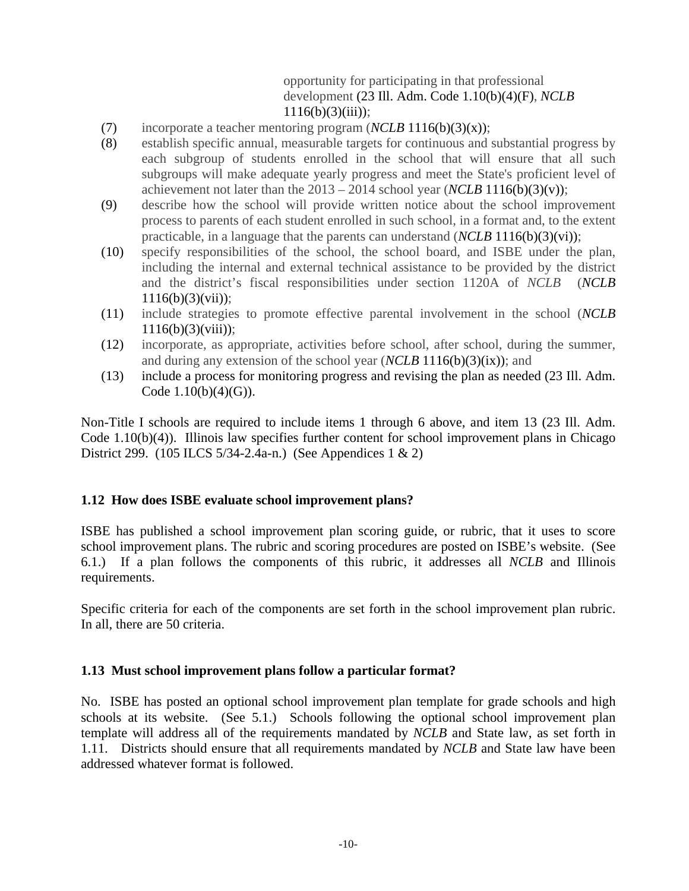opportunity for participating in that professional development (23 Ill. Adm. Code 1.10(b)(4)(F), *NCLB* 1116(b)(3)(iii));

(7) incorporate a teacher mentoring program (*NCLB* 1116(b)(3)(x));

(8) establish specific annual, measurable targets for continuous and substantial progress by each subgroup of students enrolled in the school that will ensure that all such subgroups will make adequate yearly progress and meet the State's proficient level of achievement not later than the 2013 – 2014 school year (*NCLB* 1116(b)(3)(v));

(9) describe how the school will provide written notice about the school improvement process to parents of each student enrolled in such school, in a format and, to the extent practicable, in a language that the parents can understand (*NCLB* 1116(b)(3)(vi));

(10) specify responsibilities of the school, the school board, and ISBE under the plan, including the internal and external technical assistance to be provided by the district and the district's fiscal responsibilities under section 1120A of *NCLB* (*NCLB* 1116(b)(3)(vii));

(11) include strategies to promote effective parental involvement in the school (*NCLB* 1116(b)(3)(viii));

(12) incorporate, as appropriate, activities before school, after school, during the summer, and during any extension of the school year (*NCLB* 1116(b)(3)(ix)); and

(13) include a process for monitoring progress and revising the plan as needed (23 Ill. Adm. Code 1.10(b)(4)(G)).

Non-Title I schools are required to include items 1 through 6 above, and item 13 (23 Ill. Adm. Code 1.10(b)(4)). Illinois law specifies further content for school improvement plans in Chicago District 299. (105 ILCS 5/34-2.4a-n.) (See Appendices 1 & 2)

### 1.12 How does ISBE evaluate school improvement plans?

ISBE has published a school improvement plan scoring guide, or rubric, that it uses to score school improvement plans. The rubric and scoring procedures are posted on ISBE's website. (See 6.1.) If a plan follows the components of this rubric, it addresses all *NCLB* and Illinois requirements.

Specific criteria for each of the components are set forth in the school improvement plan rubric. In all, there are 50 criteria.

### 1.13 Must school improvement plans follow a particular format?

No. ISBE has posted an optional school improvement plan template for grade schools and high schools at its website. (See 5.1.) Schools following the optional school improvement plan template will address all of the requirements mandated by *NCLB* and State law, as set forth in 1.11. Districts should ensure that all requirements mandated by *NCLB* and State law have been addressed whatever format is followed.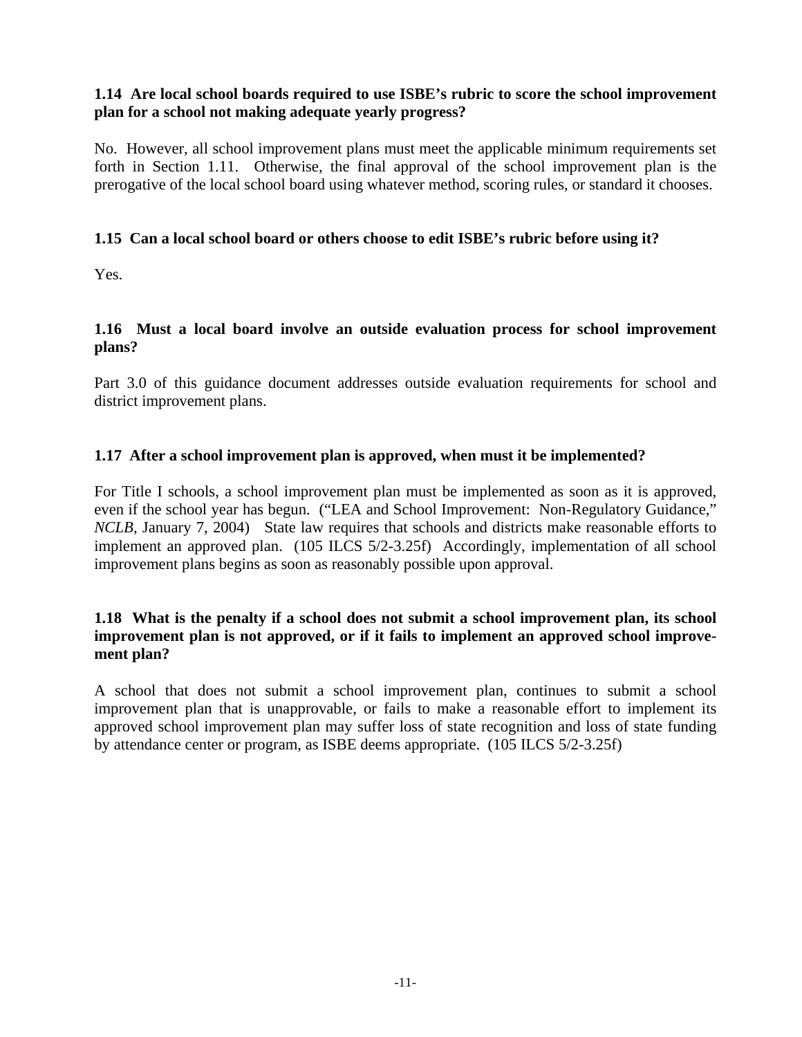**1.14 Are local school boards required to use ISBE's rubric to score the school improvement plan for a school not making adequate yearly progress?**

No. However, all school improvement plans must meet the applicable minimum requirements set forth in Section 1.11. Otherwise, the final approval of the school improvement plan is the prerogative of the local school board using whatever method, scoring rules, or standard it chooses.

**1.15 Can a local school board or others choose to edit ISBE's rubric before using it?**

Yes.

**1.16 Must a local board involve an outside evaluation process for school improvement plans?**

Part 3.0 of this guidance document addresses outside evaluation requirements for school and district improvement plans.

**1.17 After a school improvement plan is approved, when must it be implemented?**

For Title I schools, a school improvement plan must be implemented as soon as it is approved, even if the school year has begun. ("LEA and School Improvement: Non-Regulatory Guidance," *NCLB*, January 7, 2004) State law requires that schools and districts make reasonable efforts to implement an approved plan. (105 ILCS 5/2-3.25f) Accordingly, implementation of all school improvement plans begins as soon as reasonably possible upon approval.

**1.18 What is the penalty if a school does not submit a school improvement plan, its school improvement plan is not approved, or if it fails to implement an approved school improvement plan?**

A school that does not submit a school improvement plan, continues to submit a school improvement plan that is unapprovable, or fails to make a reasonable effort to implement its approved school improvement plan may suffer loss of state recognition and loss of state funding by attendance center or program, as ISBE deems appropriate. (105 ILCS 5/2-3.25f)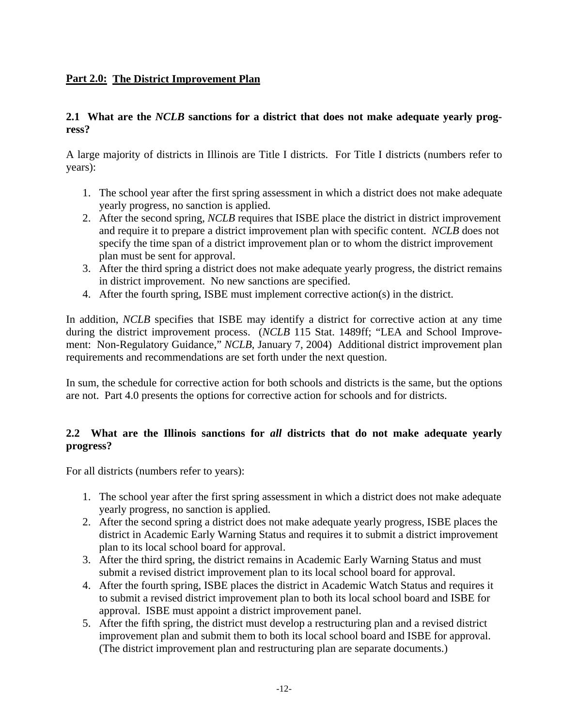## Part 2.0: The District Improvement Plan

### 2.1 What are the *NCLB* sanctions for a district that does not make adequate yearly progress?

A large majority of districts in Illinois are Title I districts. For Title I districts (numbers refer to years):

1. The school year after the first spring assessment in which a district does not make adequate yearly progress, no sanction is applied.
2. After the second spring, *NCLB* requires that ISBE place the district in district improvement and require it to prepare a district improvement plan with specific content. *NCLB* does not specify the time span of a district improvement plan or to whom the district improvement plan must be sent for approval.
3. After the third spring a district does not make adequate yearly progress, the district remains in district improvement. No new sanctions are specified.
4. After the fourth spring, ISBE must implement corrective action(s) in the district.

In addition, *NCLB* specifies that ISBE may identify a district for corrective action at any time during the district improvement process. (*NCLB* 115 Stat. 1489ff; "LEA and School Improvement: Non-Regulatory Guidance," *NCLB*, January 7, 2004) Additional district improvement plan requirements and recommendations are set forth under the next question.

In sum, the schedule for corrective action for both schools and districts is the same, but the options are not. Part 4.0 presents the options for corrective action for schools and for districts.

### 2.2 What are the Illinois sanctions for *all* districts that do not make adequate yearly progress?

For all districts (numbers refer to years):

1. The school year after the first spring assessment in which a district does not make adequate yearly progress, no sanction is applied.
2. After the second spring a district does not make adequate yearly progress, ISBE places the district in Academic Early Warning Status and requires it to submit a district improvement plan to its local school board for approval.
3. After the third spring, the district remains in Academic Early Warning Status and must submit a revised district improvement plan to its local school board for approval.
4. After the fourth spring, ISBE places the district in Academic Watch Status and requires it to submit a revised district improvement plan to both its local school board and ISBE for approval. ISBE must appoint a district improvement panel.
5. After the fifth spring, the district must develop a restructuring plan and a revised district improvement plan and submit them to both its local school board and ISBE for approval. (The district improvement plan and restructuring plan are separate documents.)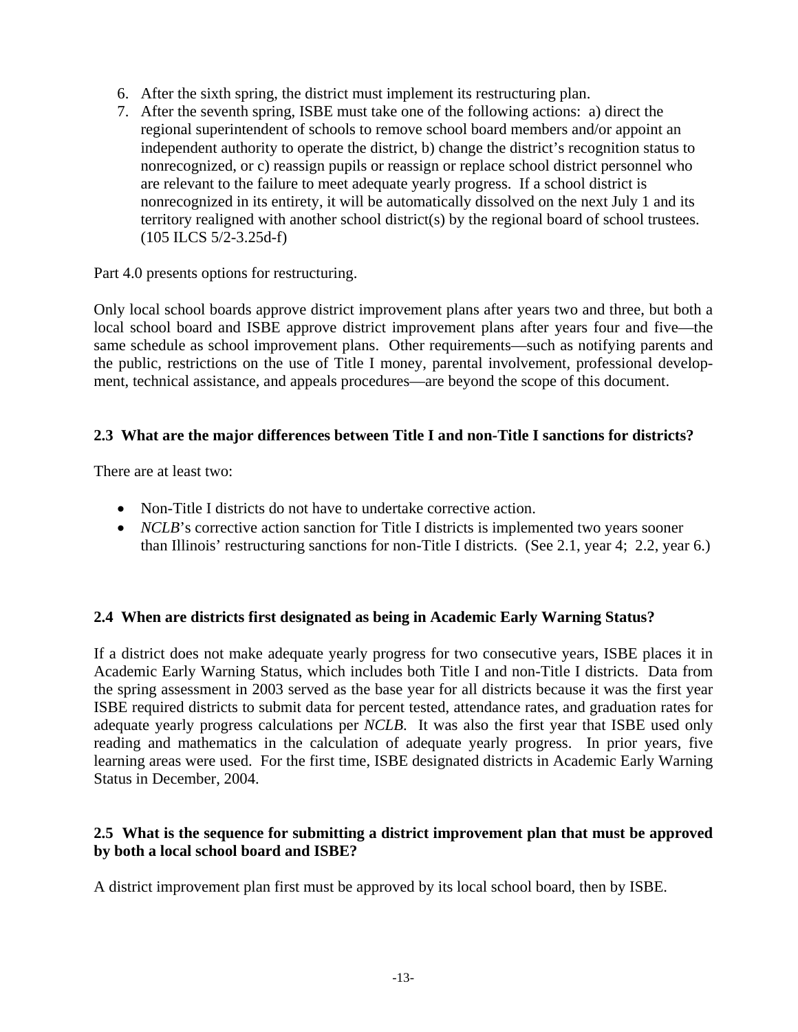6. After the sixth spring, the district must implement its restructuring plan.
7. After the seventh spring, ISBE must take one of the following actions: a) direct the regional superintendent of schools to remove school board members and/or appoint an independent authority to operate the district, b) change the district's recognition status to nonrecognized, or c) reassign pupils or reassign or replace school district personnel who are relevant to the failure to meet adequate yearly progress. If a school district is nonrecognized in its entirety, it will be automatically dissolved on the next July 1 and its territory realigned with another school district(s) by the regional board of school trustees. (105 ILCS 5/2-3.25d-f)

Part 4.0 presents options for restructuring.

Only local school boards approve district improvement plans after years two and three, but both a local school board and ISBE approve district improvement plans after years four and five—the same schedule as school improvement plans. Other requirements—such as notifying parents and the public, restrictions on the use of Title I money, parental involvement, professional development, technical assistance, and appeals procedures—are beyond the scope of this document.

### 2.3 What are the major differences between Title I and non-Title I sanctions for districts?

There are at least two:

- Non-Title I districts do not have to undertake corrective action.
- *NCLB*'s corrective action sanction for Title I districts is implemented two years sooner than Illinois' restructuring sanctions for non-Title I districts. (See 2.1, year 4; 2.2, year 6.)

### 2.4 When are districts first designated as being in Academic Early Warning Status?

If a district does not make adequate yearly progress for two consecutive years, ISBE places it in Academic Early Warning Status, which includes both Title I and non-Title I districts. Data from the spring assessment in 2003 served as the base year for all districts because it was the first year ISBE required districts to submit data for percent tested, attendance rates, and graduation rates for adequate yearly progress calculations per *NCLB*. It was also the first year that ISBE used only reading and mathematics in the calculation of adequate yearly progress. In prior years, five learning areas were used. For the first time, ISBE designated districts in Academic Early Warning Status in December, 2004.

### 2.5 What is the sequence for submitting a district improvement plan that must be approved by both a local school board and ISBE?

A district improvement plan first must be approved by its local school board, then by ISBE.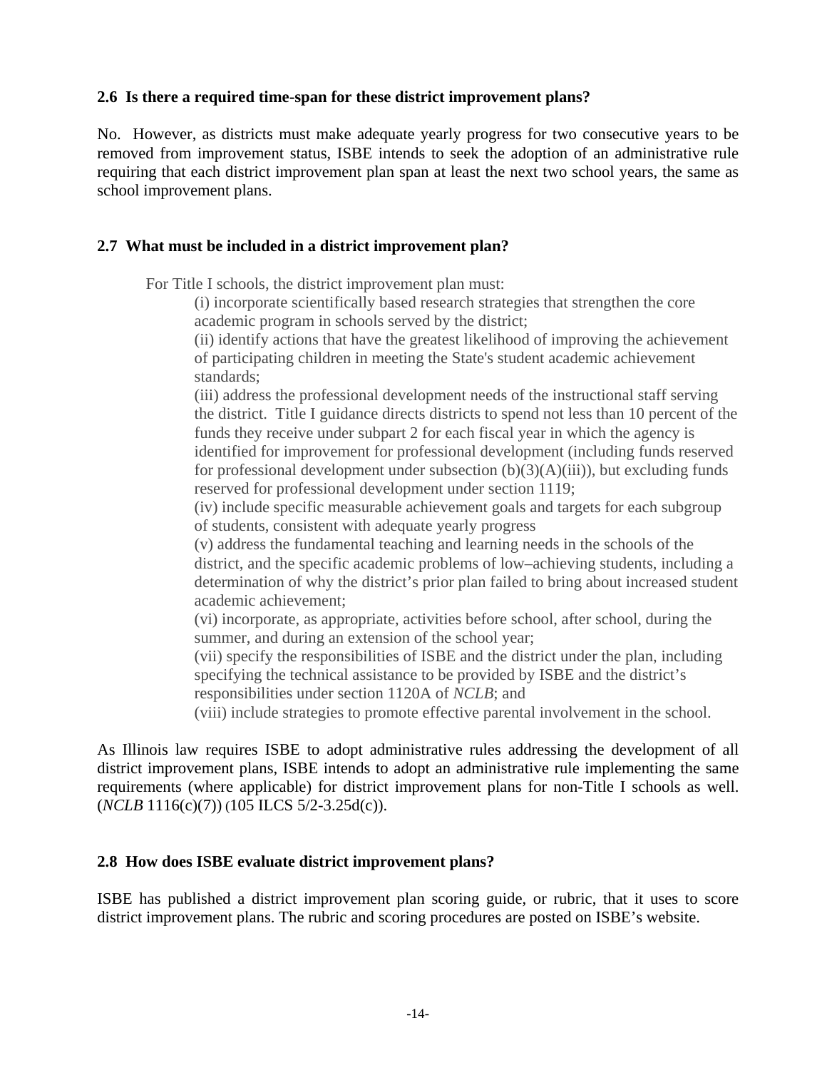**2.6 Is there a required time-span for these district improvement plans?**

No. However, as districts must make adequate yearly progress for two consecutive years to be removed from improvement status, ISBE intends to seek the adoption of an administrative rule requiring that each district improvement plan span at least the next two school years, the same as school improvement plans.

**2.7 What must be included in a district improvement plan?**

For Title I schools, the district improvement plan must:

(i) incorporate scientifically based research strategies that strengthen the core academic program in schools served by the district;

(ii) identify actions that have the greatest likelihood of improving the achievement of participating children in meeting the State's student academic achievement standards;

(iii) address the professional development needs of the instructional staff serving the district. Title I guidance directs districts to spend not less than 10 percent of the funds they receive under subpart 2 for each fiscal year in which the agency is identified for improvement for professional development (including funds reserved for professional development under subsection (b)(3)(A)(iii)), but excluding funds reserved for professional development under section 1119;

(iv) include specific measurable achievement goals and targets for each subgroup of students, consistent with adequate yearly progress

(v) address the fundamental teaching and learning needs in the schools of the district, and the specific academic problems of low–achieving students, including a determination of why the district's prior plan failed to bring about increased student academic achievement;

(vi) incorporate, as appropriate, activities before school, after school, during the summer, and during an extension of the school year;

(vii) specify the responsibilities of ISBE and the district under the plan, including specifying the technical assistance to be provided by ISBE and the district's responsibilities under section 1120A of *NCLB*; and

(viii) include strategies to promote effective parental involvement in the school.

As Illinois law requires ISBE to adopt administrative rules addressing the development of all district improvement plans, ISBE intends to adopt an administrative rule implementing the same requirements (where applicable) for district improvement plans for non-Title I schools as well. (*NCLB* 1116(c)(7)) (105 ILCS 5/2-3.25d(c)).

**2.8 How does ISBE evaluate district improvement plans?**

ISBE has published a district improvement plan scoring guide, or rubric, that it uses to score district improvement plans. The rubric and scoring procedures are posted on ISBE's website.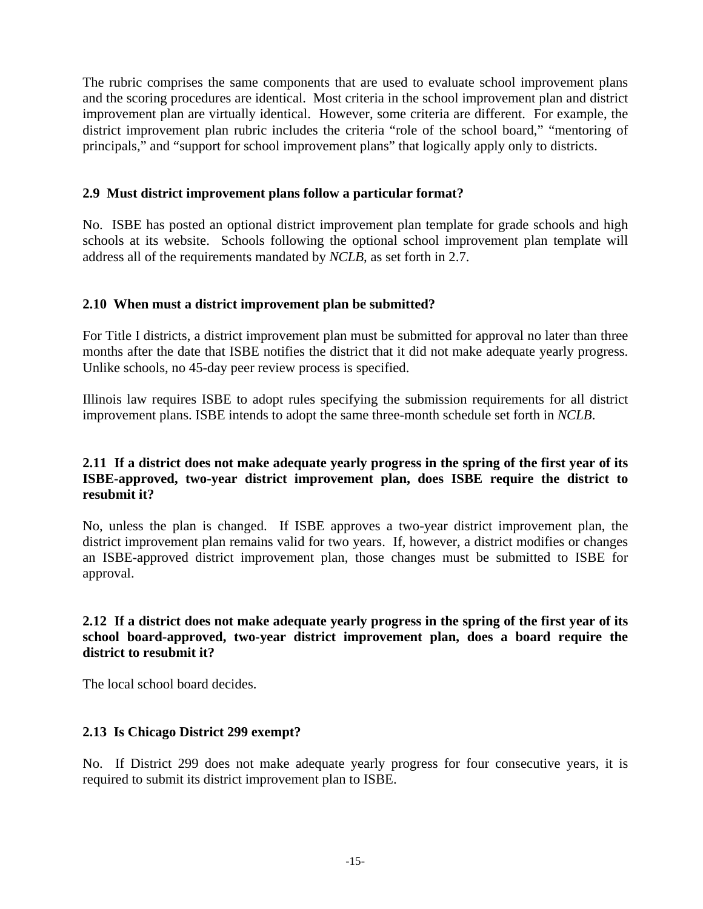The rubric comprises the same components that are used to evaluate school improvement plans and the scoring procedures are identical. Most criteria in the school improvement plan and district improvement plan are virtually identical. However, some criteria are different. For example, the district improvement plan rubric includes the criteria "role of the school board," "mentoring of principals," and "support for school improvement plans" that logically apply only to districts.

### 2.9 Must district improvement plans follow a particular format?

No. ISBE has posted an optional district improvement plan template for grade schools and high schools at its website. Schools following the optional school improvement plan template will address all of the requirements mandated by *NCLB*, as set forth in 2.7.

### 2.10 When must a district improvement plan be submitted?

For Title I districts, a district improvement plan must be submitted for approval no later than three months after the date that ISBE notifies the district that it did not make adequate yearly progress. Unlike schools, no 45-day peer review process is specified.

Illinois law requires ISBE to adopt rules specifying the submission requirements for all district improvement plans. ISBE intends to adopt the same three-month schedule set forth in *NCLB*.

### 2.11 If a district does not make adequate yearly progress in the spring of the first year of its ISBE-approved, two-year district improvement plan, does ISBE require the district to resubmit it?

No, unless the plan is changed. If ISBE approves a two-year district improvement plan, the district improvement plan remains valid for two years. If, however, a district modifies or changes an ISBE-approved district improvement plan, those changes must be submitted to ISBE for approval.

### 2.12 If a district does not make adequate yearly progress in the spring of the first year of its school board-approved, two-year district improvement plan, does a board require the district to resubmit it?

The local school board decides.

### 2.13 Is Chicago District 299 exempt?

No. If District 299 does not make adequate yearly progress for four consecutive years, it is required to submit its district improvement plan to ISBE.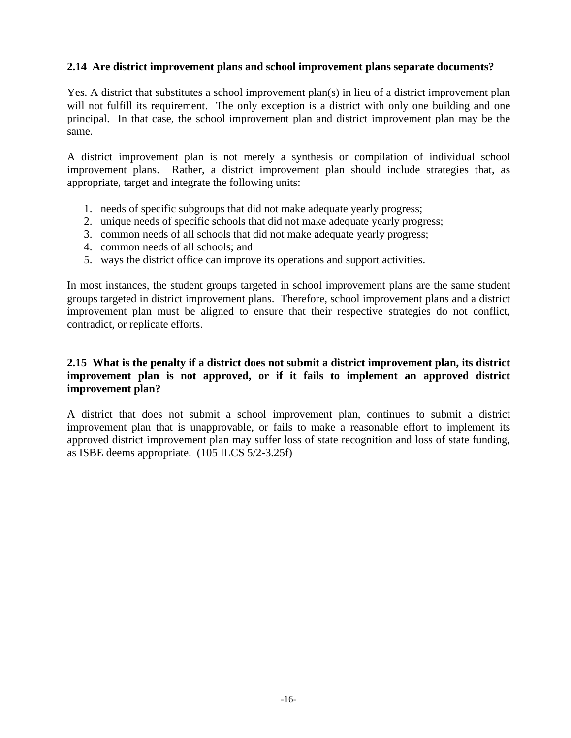**2.14 Are district improvement plans and school improvement plans separate documents?**

Yes. A district that substitutes a school improvement plan(s) in lieu of a district improvement plan will not fulfill its requirement. The only exception is a district with only one building and one principal. In that case, the school improvement plan and district improvement plan may be the same.

A district improvement plan is not merely a synthesis or compilation of individual school improvement plans. Rather, a district improvement plan should include strategies that, as appropriate, target and integrate the following units:

1. needs of specific subgroups that did not make adequate yearly progress;
2. unique needs of specific schools that did not make adequate yearly progress;
3. common needs of all schools that did not make adequate yearly progress;
4. common needs of all schools; and
5. ways the district office can improve its operations and support activities.

In most instances, the student groups targeted in school improvement plans are the same student groups targeted in district improvement plans. Therefore, school improvement plans and a district improvement plan must be aligned to ensure that their respective strategies do not conflict, contradict, or replicate efforts.

**2.15 What is the penalty if a district does not submit a district improvement plan, its district improvement plan is not approved, or if it fails to implement an approved district improvement plan?**

A district that does not submit a school improvement plan, continues to submit a district improvement plan that is unapprovable, or fails to make a reasonable effort to implement its approved district improvement plan may suffer loss of state recognition and loss of state funding, as ISBE deems appropriate. (105 ILCS 5/2-3.25f)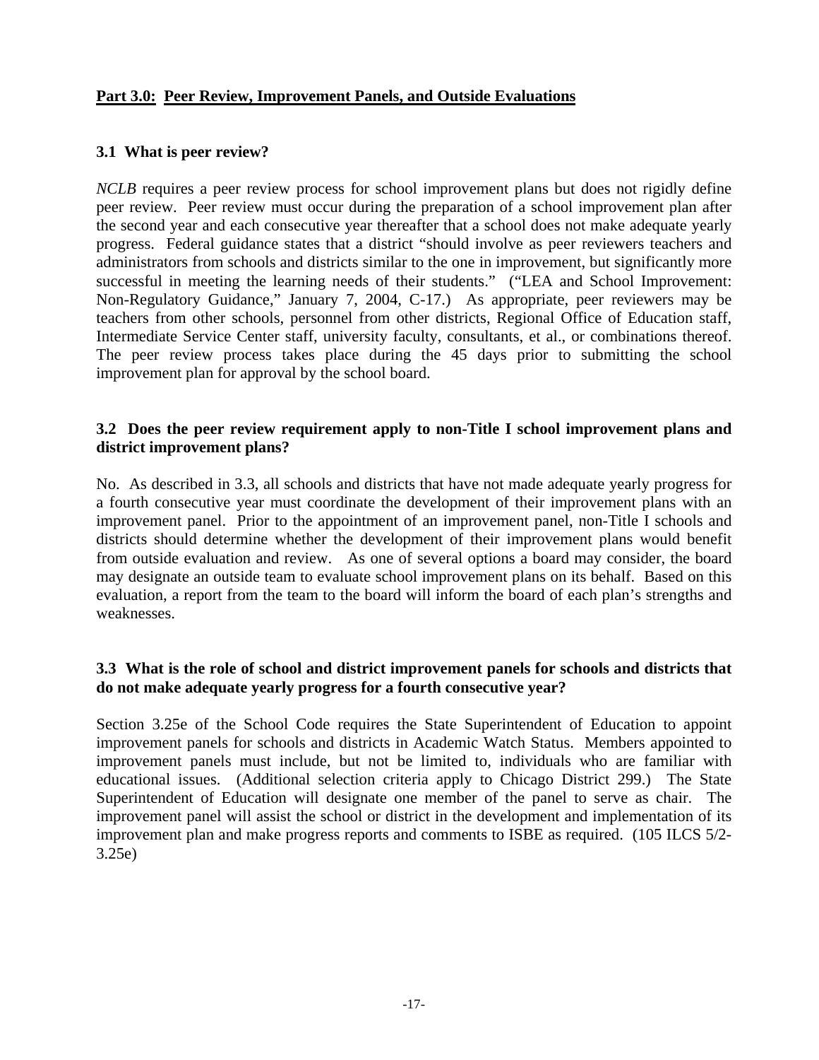## **Part 3.0: Peer Review, Improvement Panels, and Outside Evaluations**

### **3.1 What is peer review?**

*NCLB* requires a peer review process for school improvement plans but does not rigidly define peer review. Peer review must occur during the preparation of a school improvement plan after the second year and each consecutive year thereafter that a school does not make adequate yearly progress. Federal guidance states that a district "should involve as peer reviewers teachers and administrators from schools and districts similar to the one in improvement, but significantly more successful in meeting the learning needs of their students." ("LEA and School Improvement: Non-Regulatory Guidance," January 7, 2004, C-17.) As appropriate, peer reviewers may be teachers from other schools, personnel from other districts, Regional Office of Education staff, Intermediate Service Center staff, university faculty, consultants, et al., or combinations thereof. The peer review process takes place during the 45 days prior to submitting the school improvement plan for approval by the school board.

### **3.2 Does the peer review requirement apply to non-Title I school improvement plans and district improvement plans?**

No. As described in 3.3, all schools and districts that have not made adequate yearly progress for a fourth consecutive year must coordinate the development of their improvement plans with an improvement panel. Prior to the appointment of an improvement panel, non-Title I schools and districts should determine whether the development of their improvement plans would benefit from outside evaluation and review. As one of several options a board may consider, the board may designate an outside team to evaluate school improvement plans on its behalf. Based on this evaluation, a report from the team to the board will inform the board of each plan's strengths and weaknesses.

### **3.3 What is the role of school and district improvement panels for schools and districts that do not make adequate yearly progress for a fourth consecutive year?**

Section 3.25e of the School Code requires the State Superintendent of Education to appoint improvement panels for schools and districts in Academic Watch Status. Members appointed to improvement panels must include, but not be limited to, individuals who are familiar with educational issues. (Additional selection criteria apply to Chicago District 299.) The State Superintendent of Education will designate one member of the panel to serve as chair. The improvement panel will assist the school or district in the development and implementation of its improvement plan and make progress reports and comments to ISBE as required. (105 ILCS 5/2-3.25e)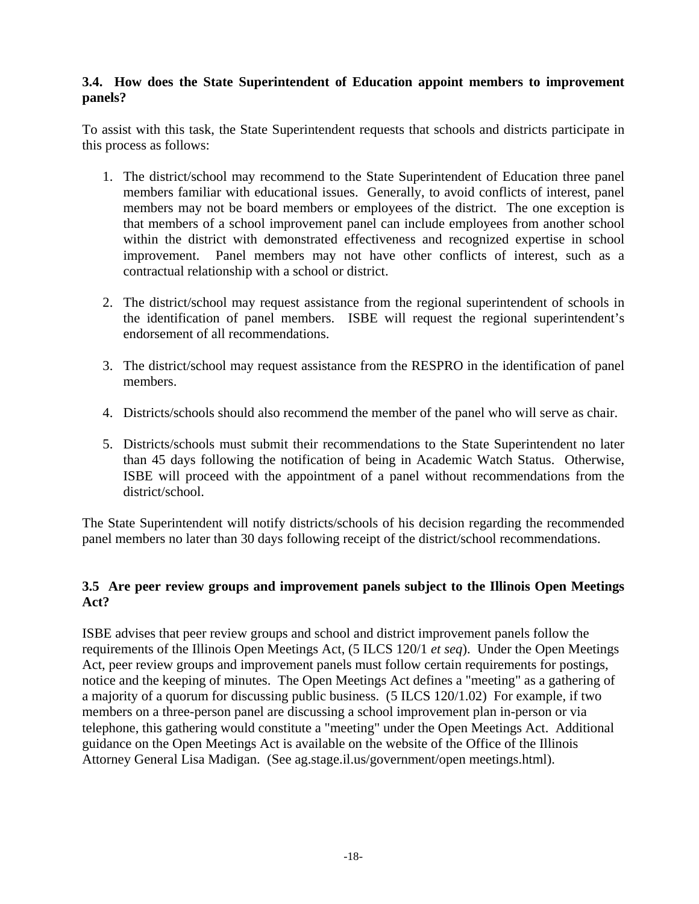### 3.4. How does the State Superintendent of Education appoint members to improvement panels?

To assist with this task, the State Superintendent requests that schools and districts participate in this process as follows:

1. The district/school may recommend to the State Superintendent of Education three panel members familiar with educational issues. Generally, to avoid conflicts of interest, panel members may not be board members or employees of the district. The one exception is that members of a school improvement panel can include employees from another school within the district with demonstrated effectiveness and recognized expertise in school improvement. Panel members may not have other conflicts of interest, such as a contractual relationship with a school or district.

2. The district/school may request assistance from the regional superintendent of schools in the identification of panel members. ISBE will request the regional superintendent's endorsement of all recommendations.

3. The district/school may request assistance from the RESPRO in the identification of panel members.

4. Districts/schools should also recommend the member of the panel who will serve as chair.

5. Districts/schools must submit their recommendations to the State Superintendent no later than 45 days following the notification of being in Academic Watch Status. Otherwise, ISBE will proceed with the appointment of a panel without recommendations from the district/school.

The State Superintendent will notify districts/schools of his decision regarding the recommended panel members no later than 30 days following receipt of the district/school recommendations.

### 3.5 Are peer review groups and improvement panels subject to the Illinois Open Meetings Act?

ISBE advises that peer review groups and school and district improvement panels follow the requirements of the Illinois Open Meetings Act, (5 ILCS 120/1 *et seq*). Under the Open Meetings Act, peer review groups and improvement panels must follow certain requirements for postings, notice and the keeping of minutes. The Open Meetings Act defines a "meeting" as a gathering of a majority of a quorum for discussing public business. (5 ILCS 120/1.02) For example, if two members on a three-person panel are discussing a school improvement plan in-person or via telephone, this gathering would constitute a "meeting" under the Open Meetings Act. Additional guidance on the Open Meetings Act is available on the website of the Office of the Illinois Attorney General Lisa Madigan. (See ag.stage.il.us/government/open meetings.html).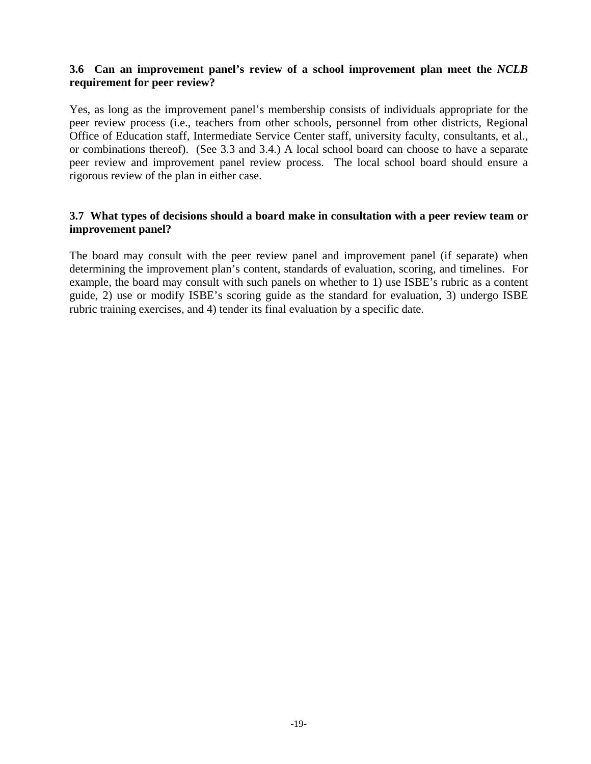### 3.6 Can an improvement panel's review of a school improvement plan meet the *NCLB* requirement for peer review?

Yes, as long as the improvement panel's membership consists of individuals appropriate for the peer review process (i.e., teachers from other schools, personnel from other districts, Regional Office of Education staff, Intermediate Service Center staff, university faculty, consultants, et al., or combinations thereof). (See 3.3 and 3.4.) A local school board can choose to have a separate peer review and improvement panel review process. The local school board should ensure a rigorous review of the plan in either case.

### 3.7 What types of decisions should a board make in consultation with a peer review team or improvement panel?

The board may consult with the peer review panel and improvement panel (if separate) when determining the improvement plan's content, standards of evaluation, scoring, and timelines. For example, the board may consult with such panels on whether to 1) use ISBE's rubric as a content guide, 2) use or modify ISBE's scoring guide as the standard for evaluation, 3) undergo ISBE rubric training exercises, and 4) tender its final evaluation by a specific date.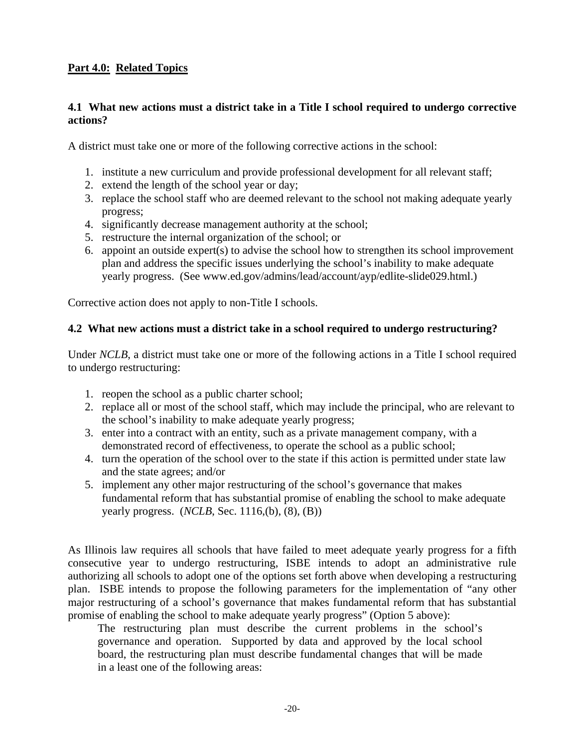**Part 4.0: Related Topics**

### 4.1 What new actions must a district take in a Title I school required to undergo corrective actions?

A district must take one or more of the following corrective actions in the school:

1. institute a new curriculum and provide professional development for all relevant staff;
2. extend the length of the school year or day;
3. replace the school staff who are deemed relevant to the school not making adequate yearly progress;
4. significantly decrease management authority at the school;
5. restructure the internal organization of the school; or
6. appoint an outside expert(s) to advise the school how to strengthen its school improvement plan and address the specific issues underlying the school's inability to make adequate yearly progress. (See www.ed.gov/admins/lead/account/ayp/edlite-slide029.html.)

Corrective action does not apply to non-Title I schools.

### 4.2 What new actions must a district take in a school required to undergo restructuring?

Under *NCLB*, a district must take one or more of the following actions in a Title I school required to undergo restructuring:

1. reopen the school as a public charter school;
2. replace all or most of the school staff, which may include the principal, who are relevant to the school's inability to make adequate yearly progress;
3. enter into a contract with an entity, such as a private management company, with a demonstrated record of effectiveness, to operate the school as a public school;
4. turn the operation of the school over to the state if this action is permitted under state law and the state agrees; and/or
5. implement any other major restructuring of the school's governance that makes fundamental reform that has substantial promise of enabling the school to make adequate yearly progress. (*NCLB*, Sec. 1116,(b), (8), (B))

As Illinois law requires all schools that have failed to meet adequate yearly progress for a fifth consecutive year to undergo restructuring, ISBE intends to adopt an administrative rule authorizing all schools to adopt one of the options set forth above when developing a restructuring plan. ISBE intends to propose the following parameters for the implementation of "any other major restructuring of a school's governance that makes fundamental reform that has substantial promise of enabling the school to make adequate yearly progress" (Option 5 above):

> The restructuring plan must describe the current problems in the school's governance and operation. Supported by data and approved by the local school board, the restructuring plan must describe fundamental changes that will be made in a least one of the following areas: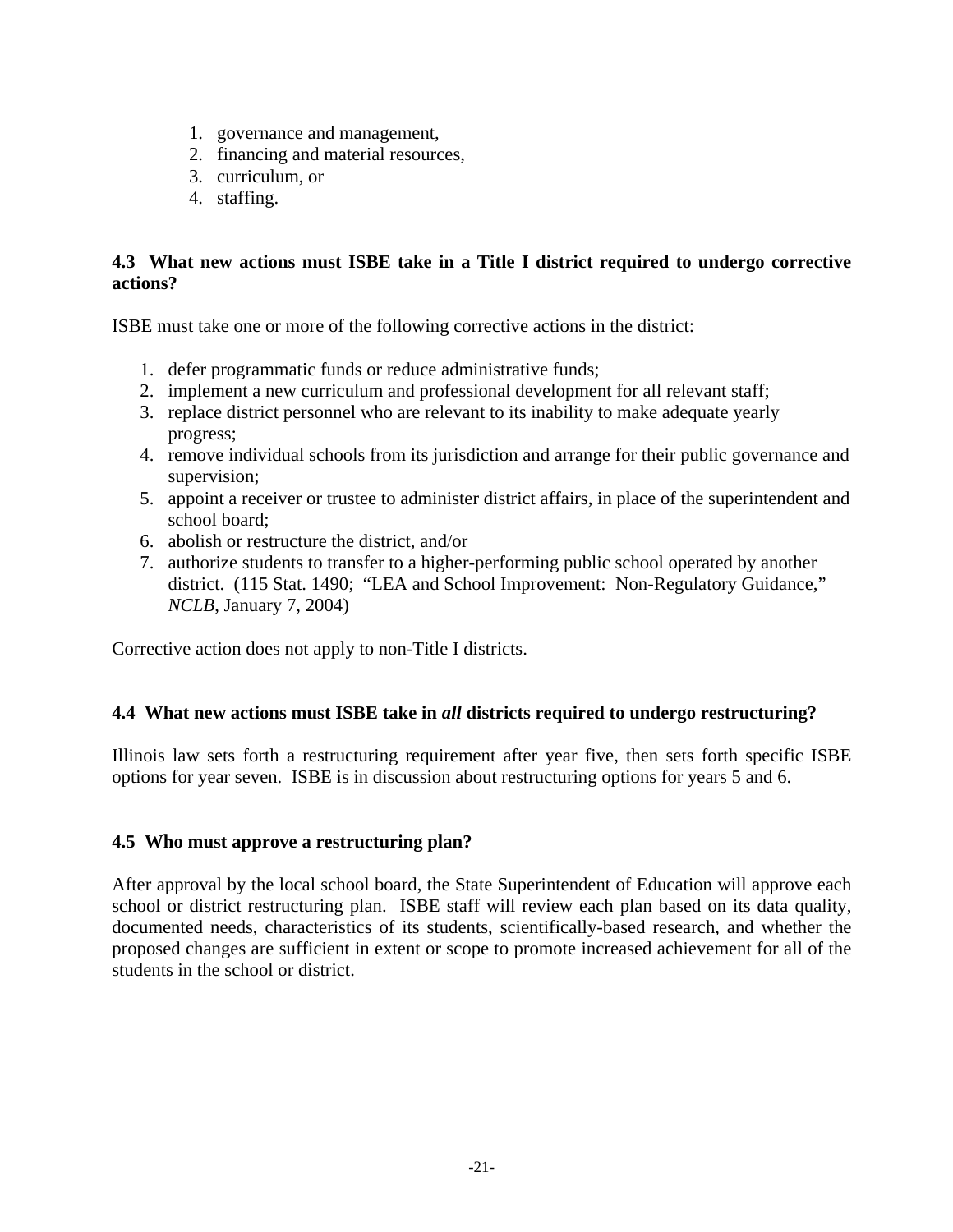1. governance and management,
2. financing and material resources,
3. curriculum, or
4. staffing.

### 4.3 What new actions must ISBE take in a Title I district required to undergo corrective actions?

ISBE must take one or more of the following corrective actions in the district:

1. defer programmatic funds or reduce administrative funds;
2. implement a new curriculum and professional development for all relevant staff;
3. replace district personnel who are relevant to its inability to make adequate yearly progress;
4. remove individual schools from its jurisdiction and arrange for their public governance and supervision;
5. appoint a receiver or trustee to administer district affairs, in place of the superintendent and school board;
6. abolish or restructure the district, and/or
7. authorize students to transfer to a higher-performing public school operated by another district. (115 Stat. 1490; "LEA and School Improvement: Non-Regulatory Guidance," *NCLB*, January 7, 2004)

Corrective action does not apply to non-Title I districts.

### 4.4 What new actions must ISBE take in *all* districts required to undergo restructuring?

Illinois law sets forth a restructuring requirement after year five, then sets forth specific ISBE options for year seven. ISBE is in discussion about restructuring options for years 5 and 6.

### 4.5 Who must approve a restructuring plan?

After approval by the local school board, the State Superintendent of Education will approve each school or district restructuring plan. ISBE staff will review each plan based on its data quality, documented needs, characteristics of its students, scientifically-based research, and whether the proposed changes are sufficient in extent or scope to promote increased achievement for all of the students in the school or district.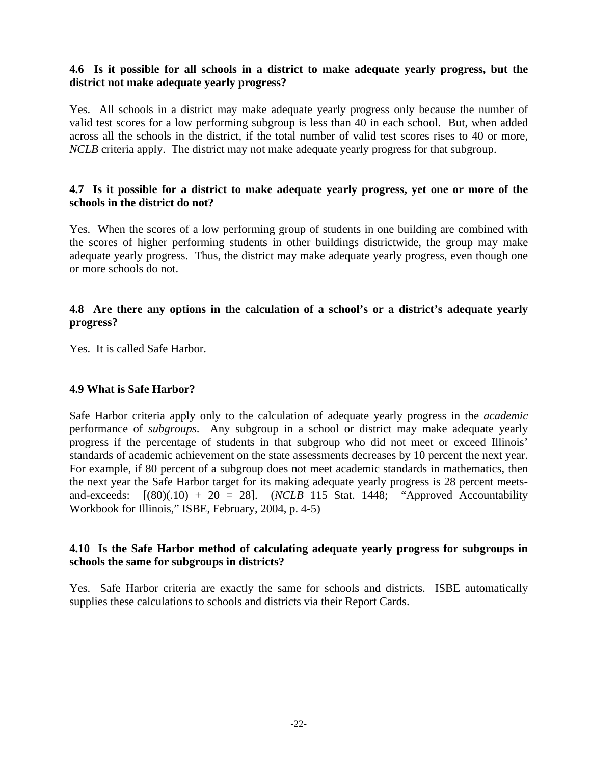**4.6 Is it possible for all schools in a district to make adequate yearly progress, but the district not make adequate yearly progress?**

Yes. All schools in a district may make adequate yearly progress only because the number of valid test scores for a low performing subgroup is less than 40 in each school. But, when added across all the schools in the district, if the total number of valid test scores rises to 40 or more, *NCLB* criteria apply. The district may not make adequate yearly progress for that subgroup.

**4.7 Is it possible for a district to make adequate yearly progress, yet one or more of the schools in the district do not?**

Yes. When the scores of a low performing group of students in one building are combined with the scores of higher performing students in other buildings districtwide, the group may make adequate yearly progress. Thus, the district may make adequate yearly progress, even though one or more schools do not.

**4.8 Are there any options in the calculation of a school's or a district's adequate yearly progress?**

Yes. It is called Safe Harbor.

**4.9 What is Safe Harbor?**

Safe Harbor criteria apply only to the calculation of adequate yearly progress in the *academic* performance of *subgroups*. Any subgroup in a school or district may make adequate yearly progress if the percentage of students in that subgroup who did not meet or exceed Illinois' standards of academic achievement on the state assessments decreases by 10 percent the next year. For example, if 80 percent of a subgroup does not meet academic standards in mathematics, then the next year the Safe Harbor target for its making adequate yearly progress is 28 percent meets-and-exceeds: [(80)(.10) + 20 = 28]. (*NCLB* 115 Stat. 1448; "Approved Accountability Workbook for Illinois," ISBE, February, 2004, p. 4-5)

**4.10 Is the Safe Harbor method of calculating adequate yearly progress for subgroups in schools the same for subgroups in districts?**

Yes. Safe Harbor criteria are exactly the same for schools and districts. ISBE automatically supplies these calculations to schools and districts via their Report Cards.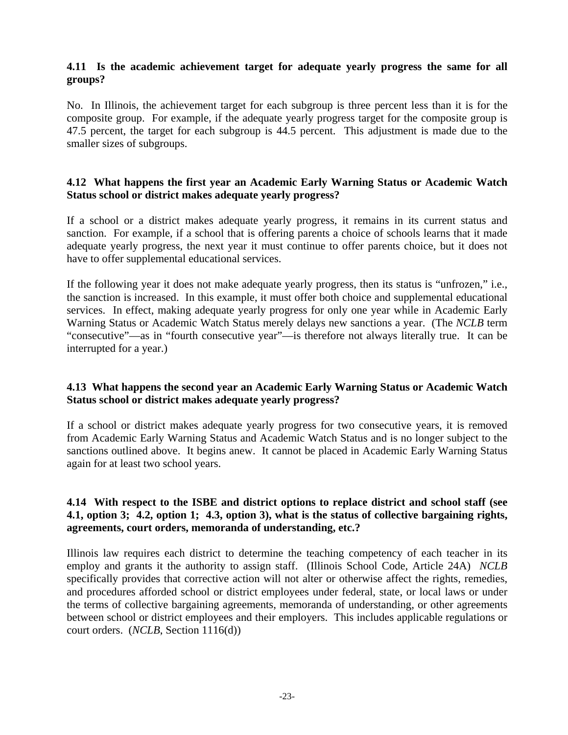### 4.11 Is the academic achievement target for adequate yearly progress the same for all groups?

No. In Illinois, the achievement target for each subgroup is three percent less than it is for the composite group. For example, if the adequate yearly progress target for the composite group is 47.5 percent, the target for each subgroup is 44.5 percent. This adjustment is made due to the smaller sizes of subgroups.

### 4.12 What happens the first year an Academic Early Warning Status or Academic Watch Status school or district makes adequate yearly progress?

If a school or a district makes adequate yearly progress, it remains in its current status and sanction. For example, if a school that is offering parents a choice of schools learns that it made adequate yearly progress, the next year it must continue to offer parents choice, but it does not have to offer supplemental educational services.

If the following year it does not make adequate yearly progress, then its status is "unfrozen," i.e., the sanction is increased. In this example, it must offer both choice and supplemental educational services. In effect, making adequate yearly progress for only one year while in Academic Early Warning Status or Academic Watch Status merely delays new sanctions a year. (The *NCLB* term "consecutive"—as in "fourth consecutive year"—is therefore not always literally true. It can be interrupted for a year.)

### 4.13 What happens the second year an Academic Early Warning Status or Academic Watch Status school or district makes adequate yearly progress?

If a school or district makes adequate yearly progress for two consecutive years, it is removed from Academic Early Warning Status and Academic Watch Status and is no longer subject to the sanctions outlined above. It begins anew. It cannot be placed in Academic Early Warning Status again for at least two school years.

### 4.14 With respect to the ISBE and district options to replace district and school staff (see 4.1, option 3; 4.2, option 1; 4.3, option 3), what is the status of collective bargaining rights, agreements, court orders, memoranda of understanding, etc.?

Illinois law requires each district to determine the teaching competency of each teacher in its employ and grants it the authority to assign staff. (Illinois School Code, Article 24A) *NCLB* specifically provides that corrective action will not alter or otherwise affect the rights, remedies, and procedures afforded school or district employees under federal, state, or local laws or under the terms of collective bargaining agreements, memoranda of understanding, or other agreements between school or district employees and their employers. This includes applicable regulations or court orders. (*NCLB*, Section 1116(d))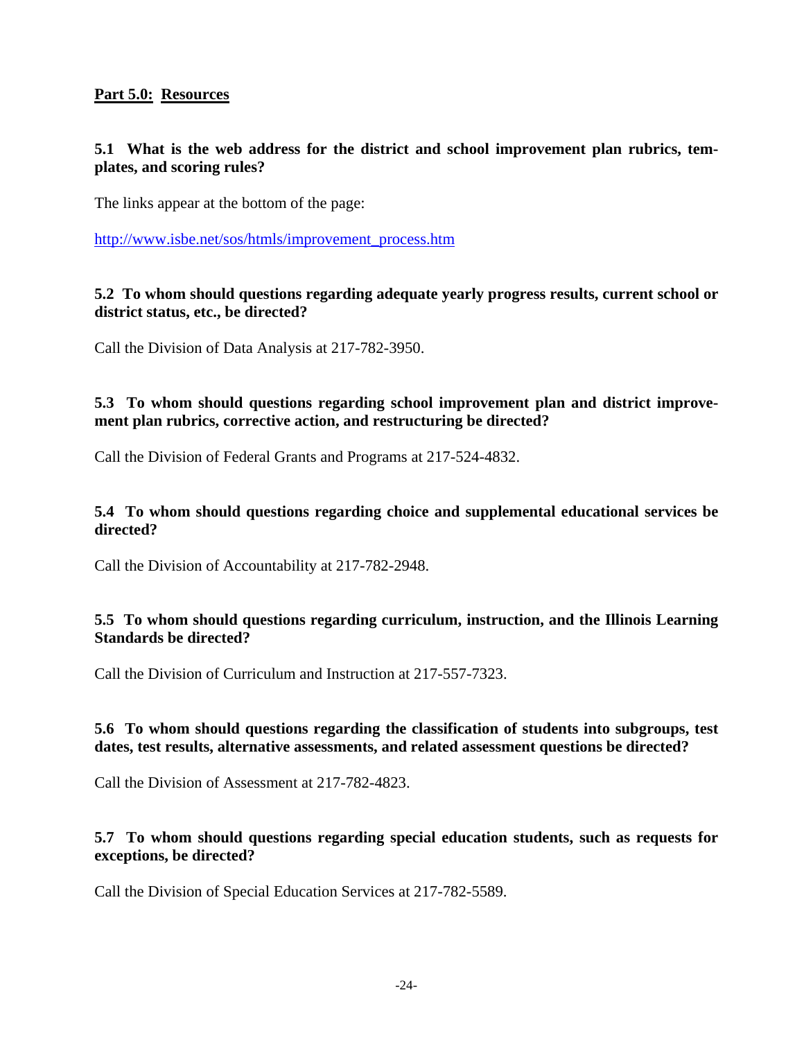## Part 5.0: Resources

**5.1 What is the web address for the district and school improvement plan rubrics, templates, and scoring rules?**

The links appear at the bottom of the page:

http://www.isbe.net/sos/htmls/improvement_process.htm

**5.2 To whom should questions regarding adequate yearly progress results, current school or district status, etc., be directed?**

Call the Division of Data Analysis at 217-782-3950.

**5.3 To whom should questions regarding school improvement plan and district improvement plan rubrics, corrective action, and restructuring be directed?**

Call the Division of Federal Grants and Programs at 217-524-4832.

**5.4 To whom should questions regarding choice and supplemental educational services be directed?**

Call the Division of Accountability at 217-782-2948.

**5.5 To whom should questions regarding curriculum, instruction, and the Illinois Learning Standards be directed?**

Call the Division of Curriculum and Instruction at 217-557-7323.

**5.6 To whom should questions regarding the classification of students into subgroups, test dates, test results, alternative assessments, and related assessment questions be directed?**

Call the Division of Assessment at 217-782-4823.

**5.7 To whom should questions regarding special education students, such as requests for exceptions, be directed?**

Call the Division of Special Education Services at 217-782-5589.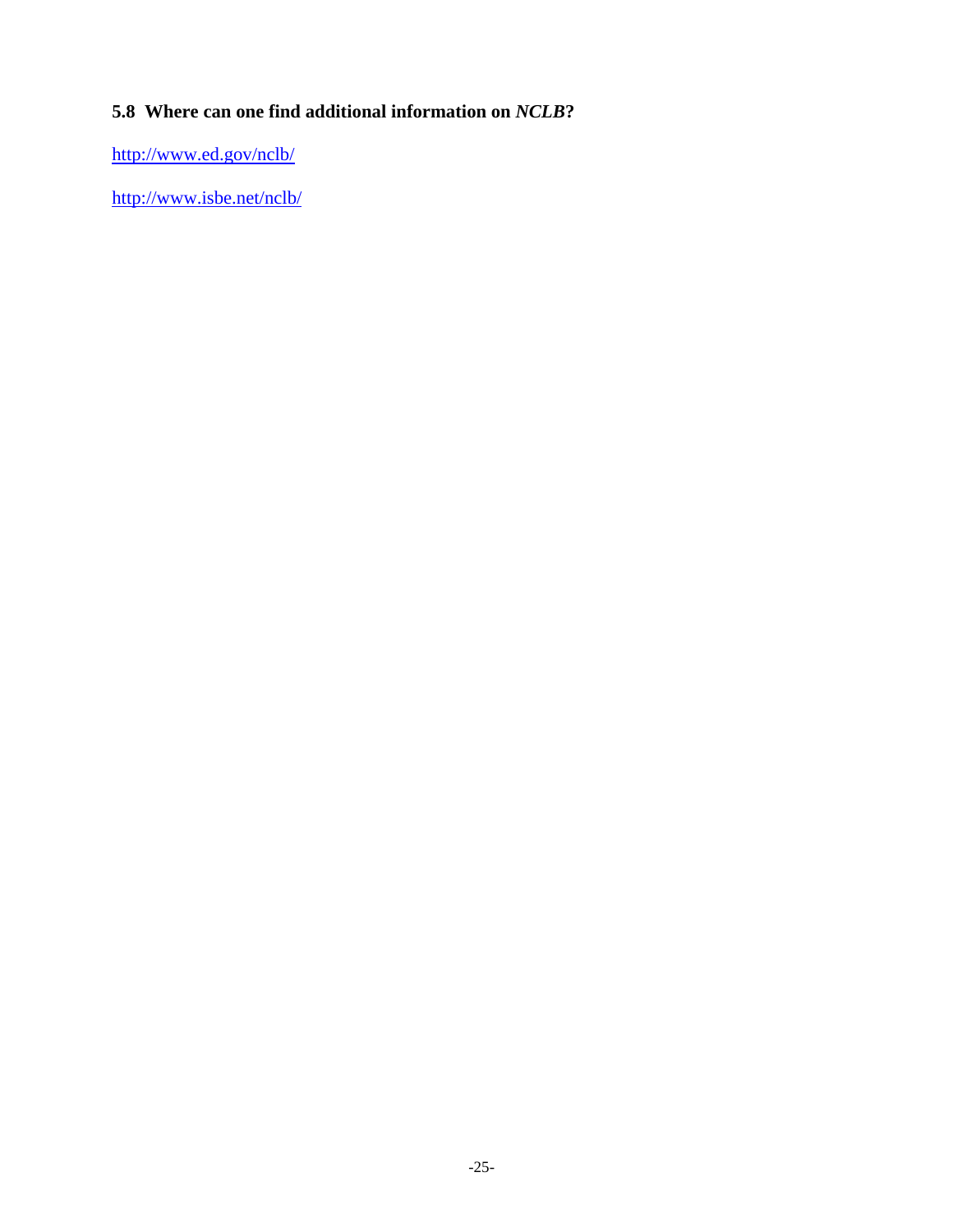### 5.8 Where can one find additional information on *NCLB*?

http://www.ed.gov/nclb/

http://www.isbe.net/nclb/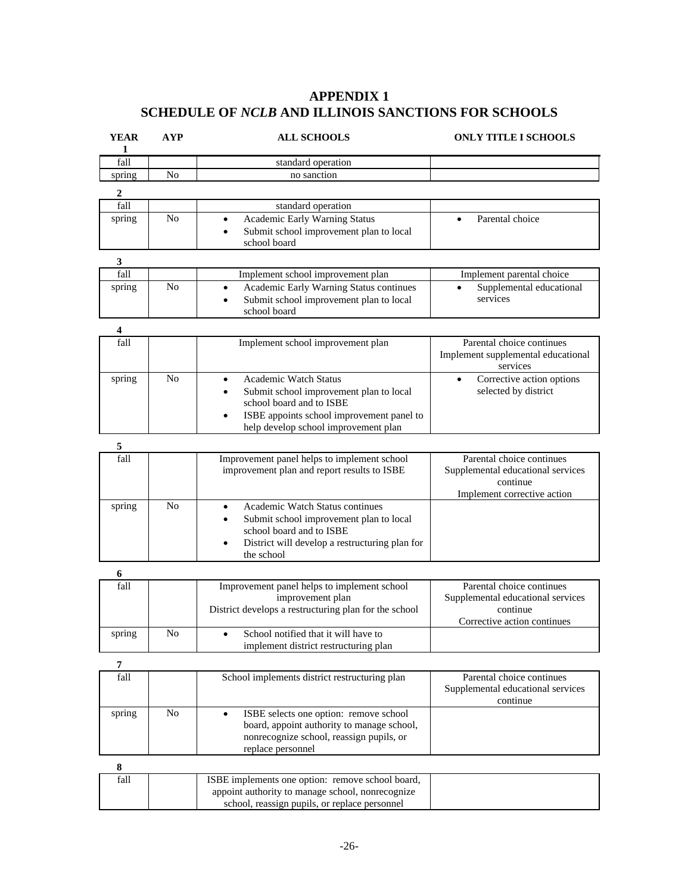# APPENDIX 1
# SCHEDULE OF *NCLB* AND ILLINOIS SANCTIONS FOR SCHOOLS

| YEAR | AYP | ALL SCHOOLS | ONLY TITLE I SCHOOLS |
|---|---|---|---|
| **1** | | | |
| fall | | standard operation | |
| spring | No | no sanction | |
| **2** | | | |
| fall | | standard operation | |
| spring | No | • Academic Early Warning Status<br>• Submit school improvement plan to local school board | • Parental choice |
| **3** | | | |
| fall | | Implement school improvement plan | Implement parental choice |
| spring | No | • Academic Early Warning Status continues<br>• Submit school improvement plan to local school board | • Supplemental educational services |
| **4** | | | |
| fall | | Implement school improvement plan | Parental choice continues<br>Implement supplemental educational services |
| spring | No | • Academic Watch Status<br>• Submit school improvement plan to local school board and to ISBE<br>• ISBE appoints school improvement panel to help develop school improvement plan | • Corrective action options selected by district |
| **5** | | | |
| fall | | Improvement panel helps to implement school improvement plan and report results to ISBE | Parental choice continues<br>Supplemental educational services continue<br>Implement corrective action |
| spring | No | • Academic Watch Status continues<br>• Submit school improvement plan to local school board and to ISBE<br>• District will develop a restructuring plan for the school | |
| **6** | | | |
| fall | | Improvement panel helps to implement school improvement plan<br>District develops a restructuring plan for the school | Parental choice continues<br>Supplemental educational services continue<br>Corrective action continues |
| spring | No | • School notified that it will have to implement district restructuring plan | |
| **7** | | | |
| fall | | School implements district restructuring plan | Parental choice continues<br>Supplemental educational services continue |
| spring | No | • ISBE selects one option: remove school board, appoint authority to manage school, nonrecognize school, reassign pupils, or replace personnel | |
| **8** | | | |
| fall | | ISBE implements one option: remove school board, appoint authority to manage school, nonrecognize school, reassign pupils, or replace personnel | |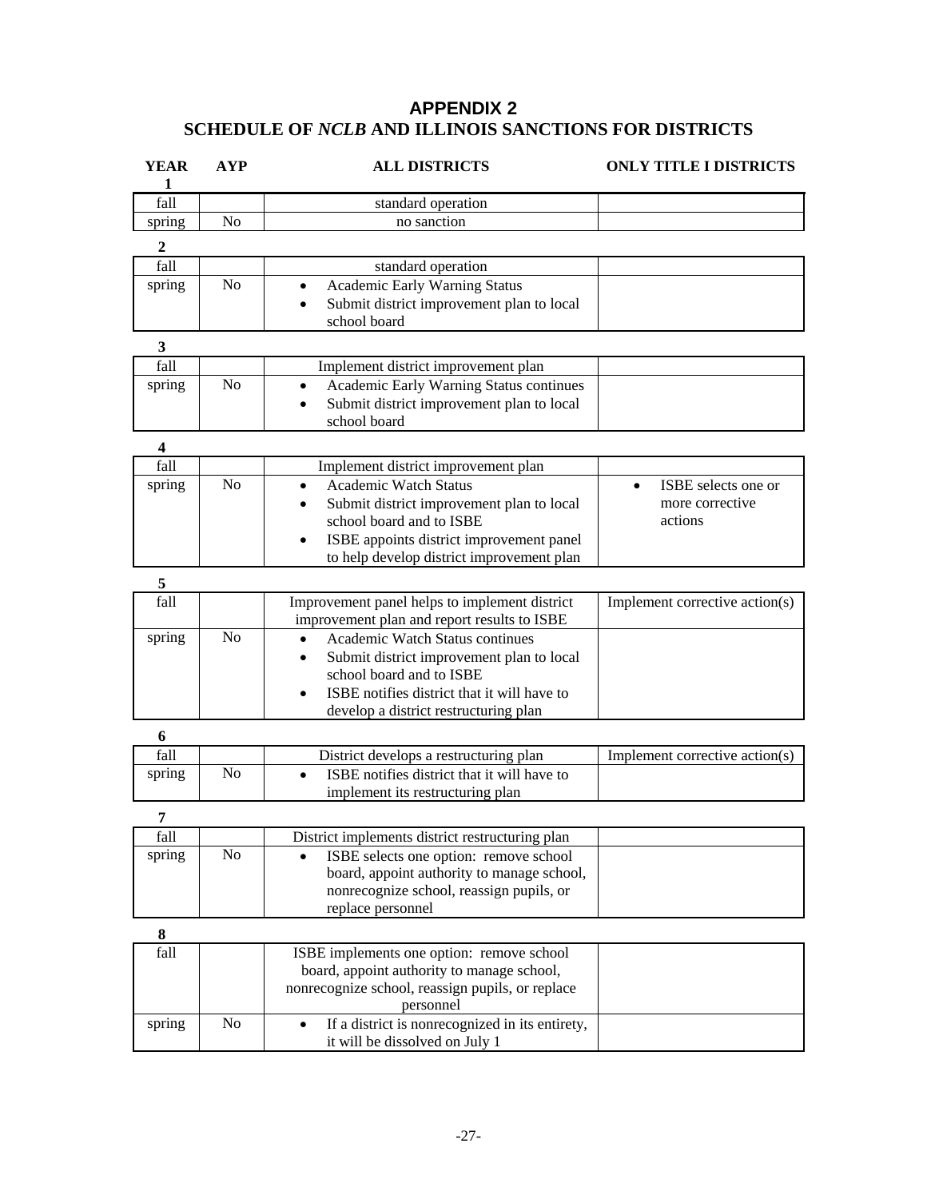# APPENDIX 2

## SCHEDULE OF *NCLB* AND ILLINOIS SANCTIONS FOR DISTRICTS

| YEAR | AYP | ALL DISTRICTS | ONLY TITLE I DISTRICTS |
|---|---|---|---|
| **1** | | | |
| fall | | standard operation | |
| spring | No | no sanction | |
| **2** | | | |
| fall | | standard operation | |
| spring | No | • Academic Early Warning Status<br>• Submit district improvement plan to local school board | |
| **3** | | | |
| fall | | Implement district improvement plan | |
| spring | No | • Academic Early Warning Status continues<br>• Submit district improvement plan to local school board | |
| **4** | | | |
| fall | | Implement district improvement plan | |
| spring | No | • Academic Watch Status<br>• Submit district improvement plan to local school board and to ISBE<br>• ISBE appoints district improvement panel to help develop district improvement plan | • ISBE selects one or more corrective actions |
| **5** | | | |
| fall | | Improvement panel helps to implement district improvement plan and report results to ISBE | Implement corrective action(s) |
| spring | No | • Academic Watch Status continues<br>• Submit district improvement plan to local school board and to ISBE<br>• ISBE notifies district that it will have to develop a district restructuring plan | |
| **6** | | | |
| fall | | District develops a restructuring plan | Implement corrective action(s) |
| spring | No | • ISBE notifies district that it will have to implement its restructuring plan | |
| **7** | | | |
| fall | | District implements district restructuring plan | |
| spring | No | • ISBE selects one option: remove school board, appoint authority to manage school, nonrecognize school, reassign pupils, or replace personnel | |
| **8** | | | |
| fall | | ISBE implements one option: remove school board, appoint authority to manage school, nonrecognize school, reassign pupils, or replace personnel | |
| spring | No | • If a district is nonrecognized in its entirety, it will be dissolved on July 1 | |